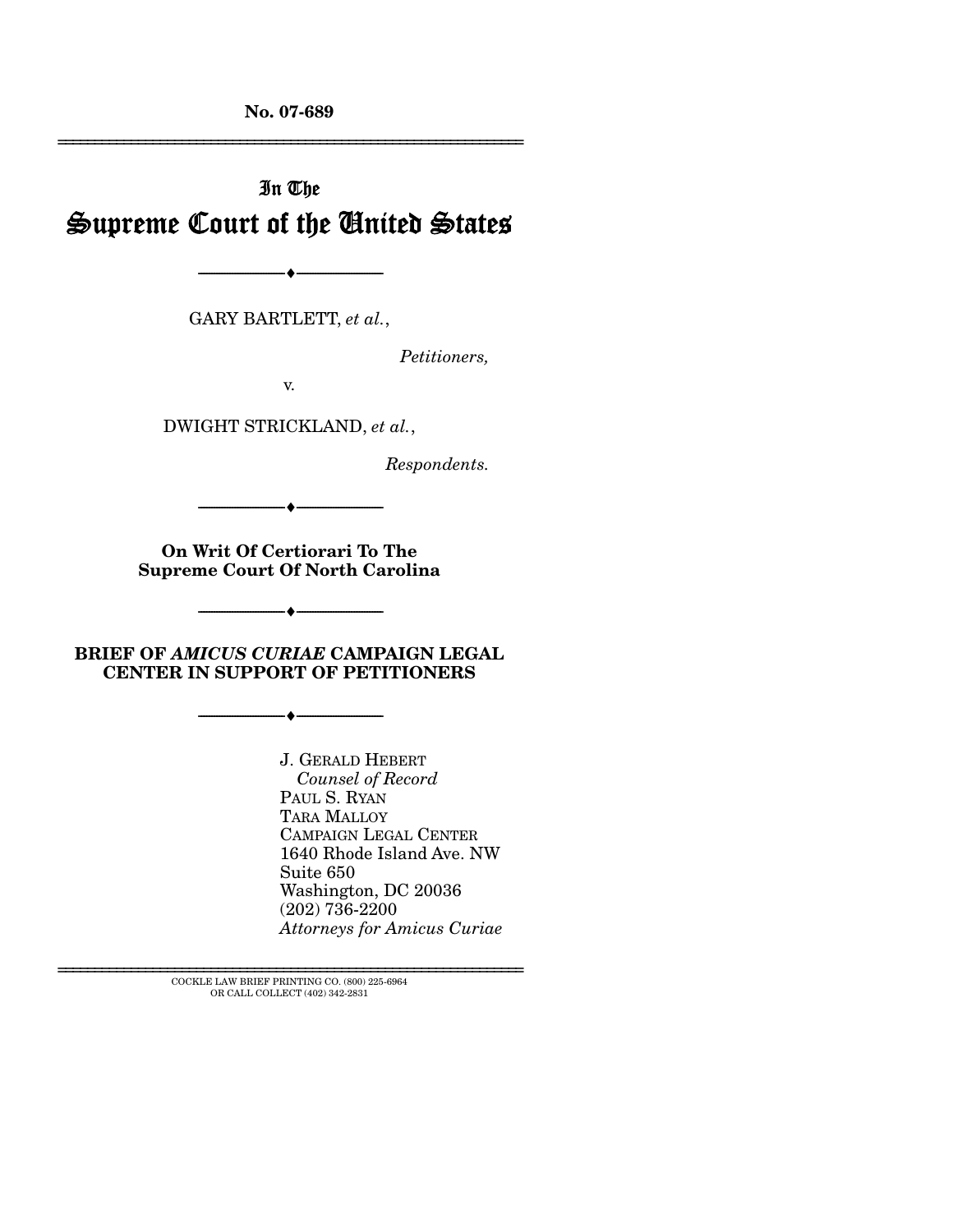**No. 07-689**

---

In The

# Supreme Court of the United States

---

GARY BARTLETT, *et al.*,

*Petitioners,*

v.

DWIGHT STRICKLAND, *et al.*,

*Respondents.*

---

**On Writ Of Certiorari To The Supreme Court Of North Carolina**

---

**BRIEF OF *AMICUS CURIAE* CAMPAIGN LEGAL CENTER IN SUPPORT OF PETITIONERS**

---

J. GERALD HEBERT
*Counsel of Record*
PAUL S. RYAN
TARA MALLOY
CAMPAIGN LEGAL CENTER
1640 Rhode Island Ave. NW
Suite 650
Washington, DC 20036
(202) 736-2200
*Attorneys for Amicus Curiae*

---

COCKLE LAW BRIEF PRINTING CO. (800) 225-6964
OR CALL COLLECT (402) 342-2831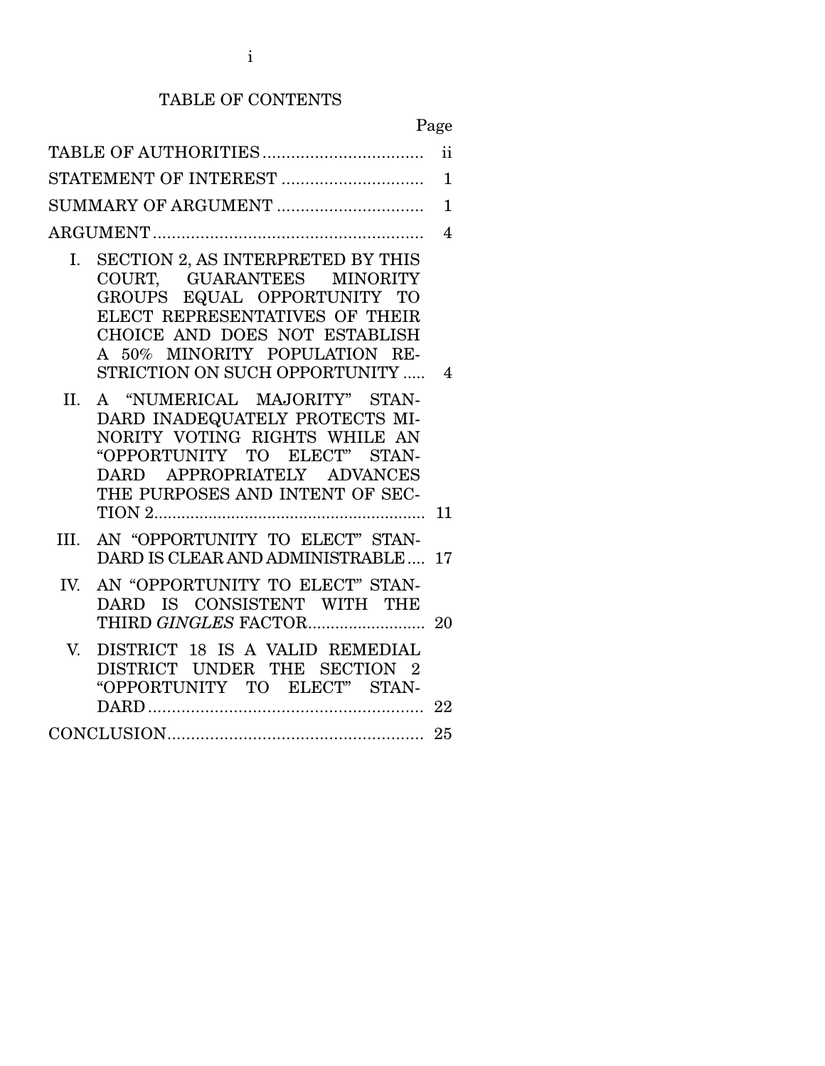# TABLE OF CONTENTS

| | Page |
|---|---|
| TABLE OF AUTHORITIES | ii |
| STATEMENT OF INTEREST | 1 |
| SUMMARY OF ARGUMENT | 1 |
| ARGUMENT | 4 |
| I. SECTION 2, AS INTERPRETED BY THIS COURT, GUARANTEES MINORITY GROUPS EQUAL OPPORTUNITY TO ELECT REPRESENTATIVES OF THEIR CHOICE AND DOES NOT ESTABLISH A 50% MINORITY POPULATION RESTRICTION ON SUCH OPPORTUNITY | 4 |
| II. A "NUMERICAL MAJORITY" STANDARD INADEQUATELY PROTECTS MINORITY VOTING RIGHTS WHILE AN "OPPORTUNITY TO ELECT" STANDARD APPROPRIATELY ADVANCES THE PURPOSES AND INTENT OF SECTION 2 | 11 |
| III. AN "OPPORTUNITY TO ELECT" STANDARD IS CLEAR AND ADMINISTRABLE | 17 |
| IV. AN "OPPORTUNITY TO ELECT" STANDARD IS CONSISTENT WITH THE THIRD *GINGLES* FACTOR | 20 |
| V. DISTRICT 18 IS A VALID REMEDIAL DISTRICT UNDER THE SECTION 2 "OPPORTUNITY TO ELECT" STANDARD | 22 |
| CONCLUSION | 25 |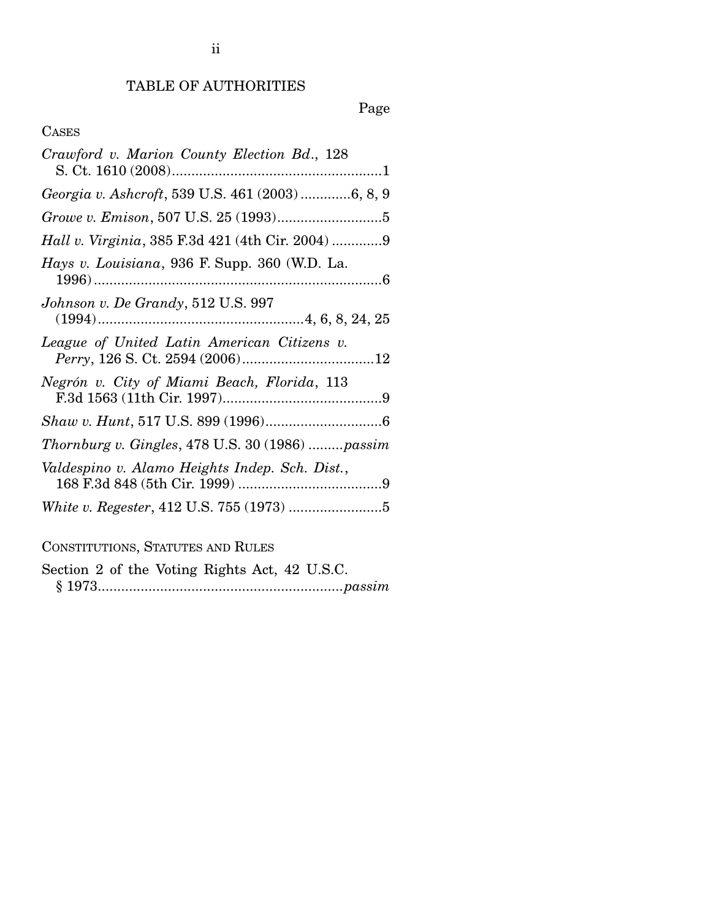## TABLE OF AUTHORITIES

Page

CASES

*Crawford v. Marion County Election Bd.*, 128 S. Ct. 1610 (2008).......................................................1

*Georgia v. Ashcroft*, 539 U.S. 461 (2003).............6, 8, 9

*Growe v. Emison*, 507 U.S. 25 (1993)...........................5

*Hall v. Virginia*, 385 F.3d 421 (4th Cir. 2004).............9

*Hays v. Louisiana*, 936 F. Supp. 360 (W.D. La. 1996)..........................................................................6

*Johnson v. De Grandy*, 512 U.S. 997 (1994).....................................................4, 6, 8, 24, 25

*League of United Latin American Citizens v. Perry*, 126 S. Ct. 2594 (2006)..................................12

*Negrón v. City of Miami Beach, Florida*, 113 F.3d 1563 (11th Cir. 1997).........................................9

*Shaw v. Hunt*, 517 U.S. 899 (1996)..............................6

*Thornburg v. Gingles*, 478 U.S. 30 (1986).........*passim*

*Valdespino v. Alamo Heights Indep. Sch. Dist.*, 168 F.3d 848 (5th Cir. 1999).....................................9

*White v. Regester*, 412 U.S. 755 (1973)........................5

CONSTITUTIONS, STATUTES AND RULES

Section 2 of the Voting Rights Act, 42 U.S.C. § 1973...............................................................*passim*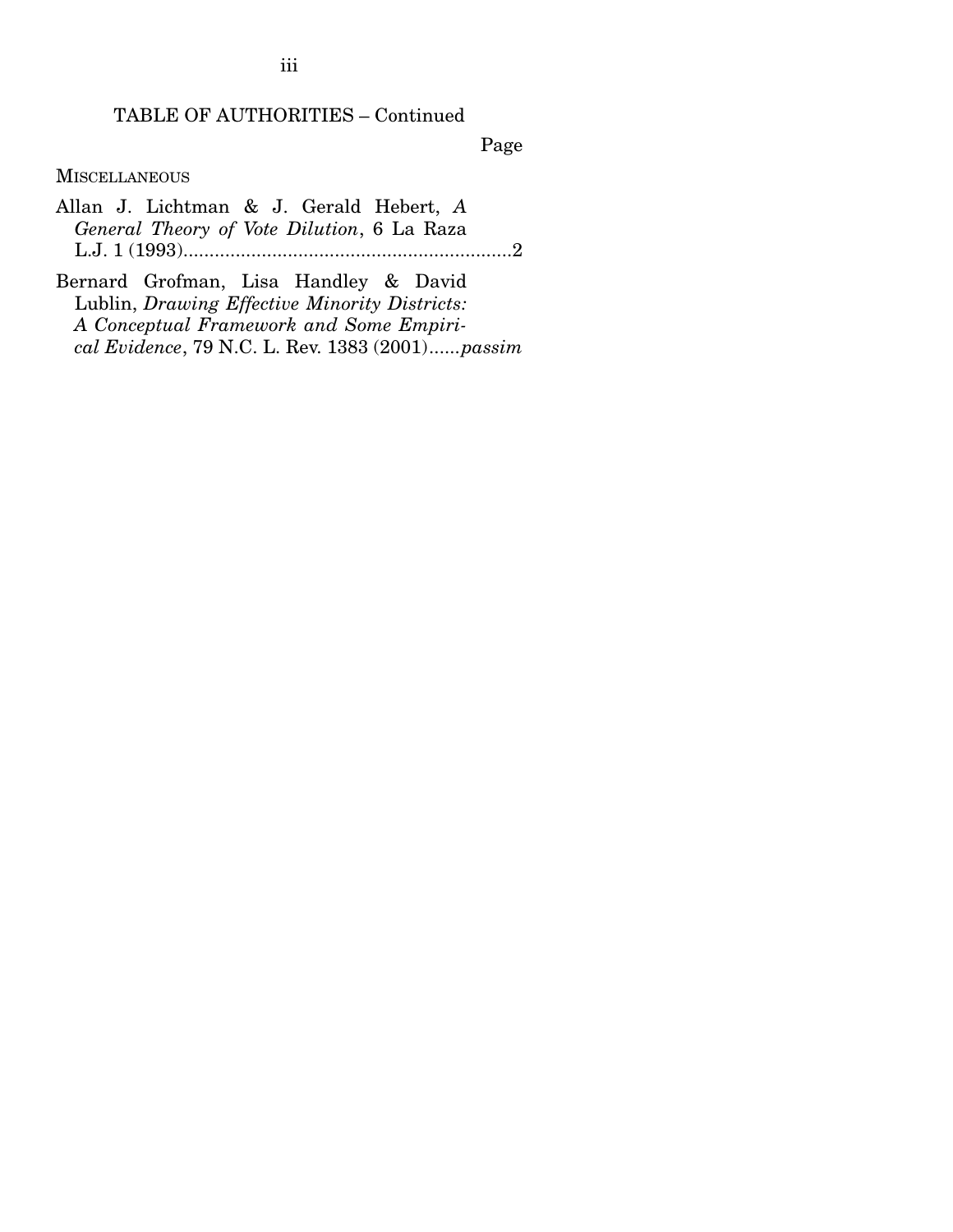TABLE OF AUTHORITIES – Continued

Page

MISCELLANEOUS

Allan J. Lichtman & J. Gerald Hebert, *A General Theory of Vote Dilution*, 6 La Raza L.J. 1 (1993)................................................................2

Bernard Grofman, Lisa Handley & David Lublin, *Drawing Effective Minority Districts: A Conceptual Framework and Some Empirical Evidence*, 79 N.C. L. Rev. 1383 (2001)......*passim*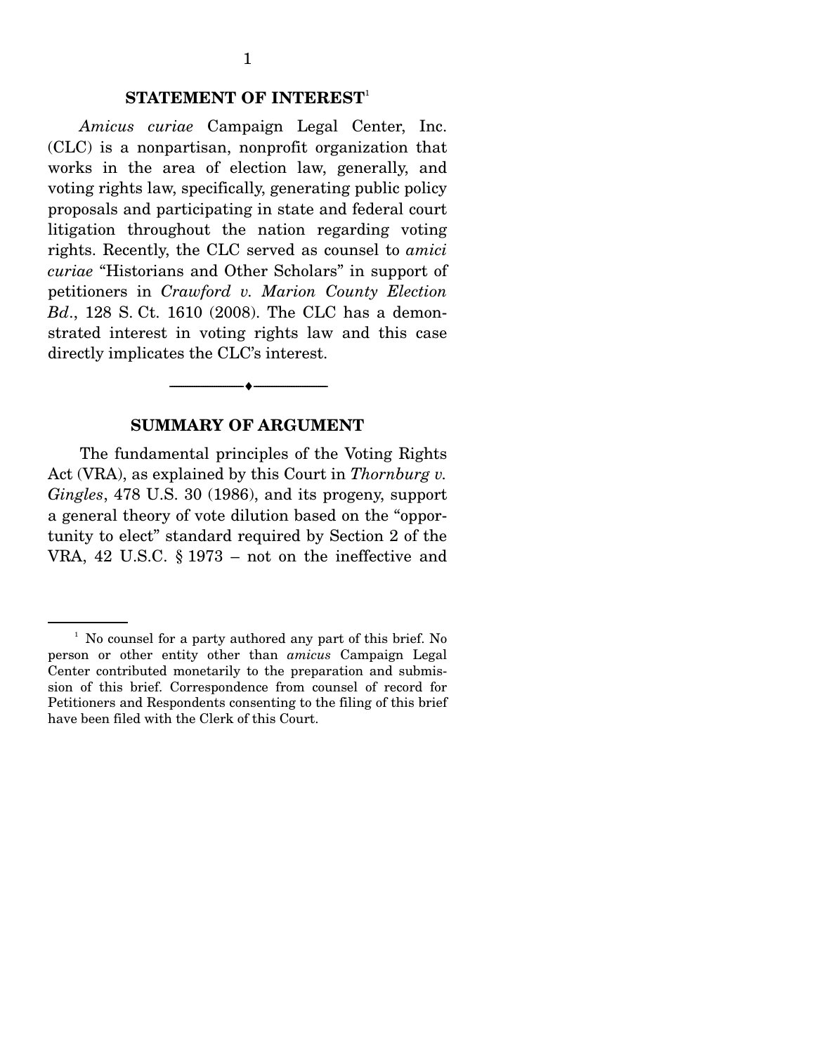## STATEMENT OF INTEREST[1]

*Amicus curiae* Campaign Legal Center, Inc. (CLC) is a nonpartisan, nonprofit organization that works in the area of election law, generally, and voting rights law, specifically, generating public policy proposals and participating in state and federal court litigation throughout the nation regarding voting rights. Recently, the CLC served as counsel to *amici curiae* "Historians and Other Scholars" in support of petitioners in *Crawford v. Marion County Election Bd.*, 128 S. Ct. 1610 (2008). The CLC has a demonstrated interest in voting rights law and this case directly implicates the CLC's interest.

---

## SUMMARY OF ARGUMENT

The fundamental principles of the Voting Rights Act (VRA), as explained by this Court in *Thornburg v. Gingles*, 478 U.S. 30 (1986), and its progeny, support a general theory of vote dilution based on the "opportunity to elect" standard required by Section 2 of the VRA, 42 U.S.C. § 1973 – not on the ineffective and

---

[1] No counsel for a party authored any part of this brief. No person or other entity other than *amicus* Campaign Legal Center contributed monetarily to the preparation and submission of this brief. Correspondence from counsel of record for Petitioners and Respondents consenting to the filing of this brief have been filed with the Clerk of this Court.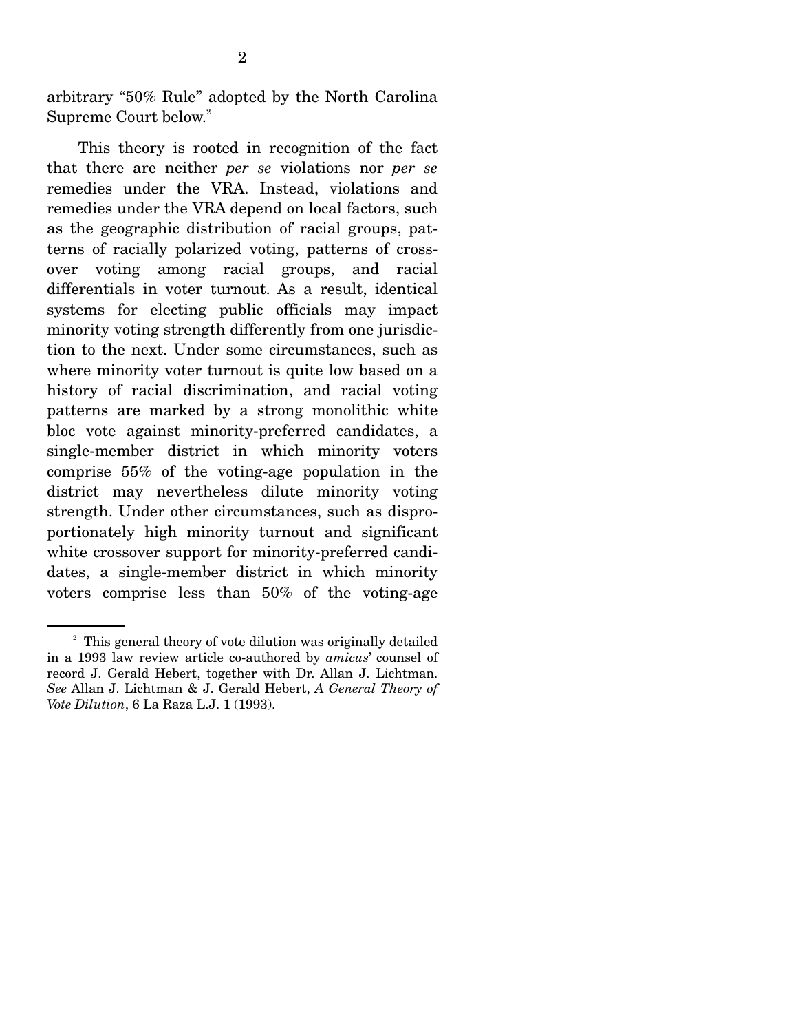arbitrary "50% Rule" adopted by the North Carolina Supreme Court below.[2]

This theory is rooted in recognition of the fact that there are neither *per se* violations nor *per se* remedies under the VRA. Instead, violations and remedies under the VRA depend on local factors, such as the geographic distribution of racial groups, patterns of racially polarized voting, patterns of crossover voting among racial groups, and racial differentials in voter turnout. As a result, identical systems for electing public officials may impact minority voting strength differently from one jurisdiction to the next. Under some circumstances, such as where minority voter turnout is quite low based on a history of racial discrimination, and racial voting patterns are marked by a strong monolithic white bloc vote against minority-preferred candidates, a single-member district in which minority voters comprise 55% of the voting-age population in the district may nevertheless dilute minority voting strength. Under other circumstances, such as disproportionately high minority turnout and significant white crossover support for minority-preferred candidates, a single-member district in which minority voters comprise less than 50% of the voting-age

[2] This general theory of vote dilution was originally detailed in a 1993 law review article co-authored by *amicus*' counsel of record J. Gerald Hebert, together with Dr. Allan J. Lichtman. *See* Allan J. Lichtman & J. Gerald Hebert, *A General Theory of Vote Dilution*, 6 La Raza L.J. 1 (1993).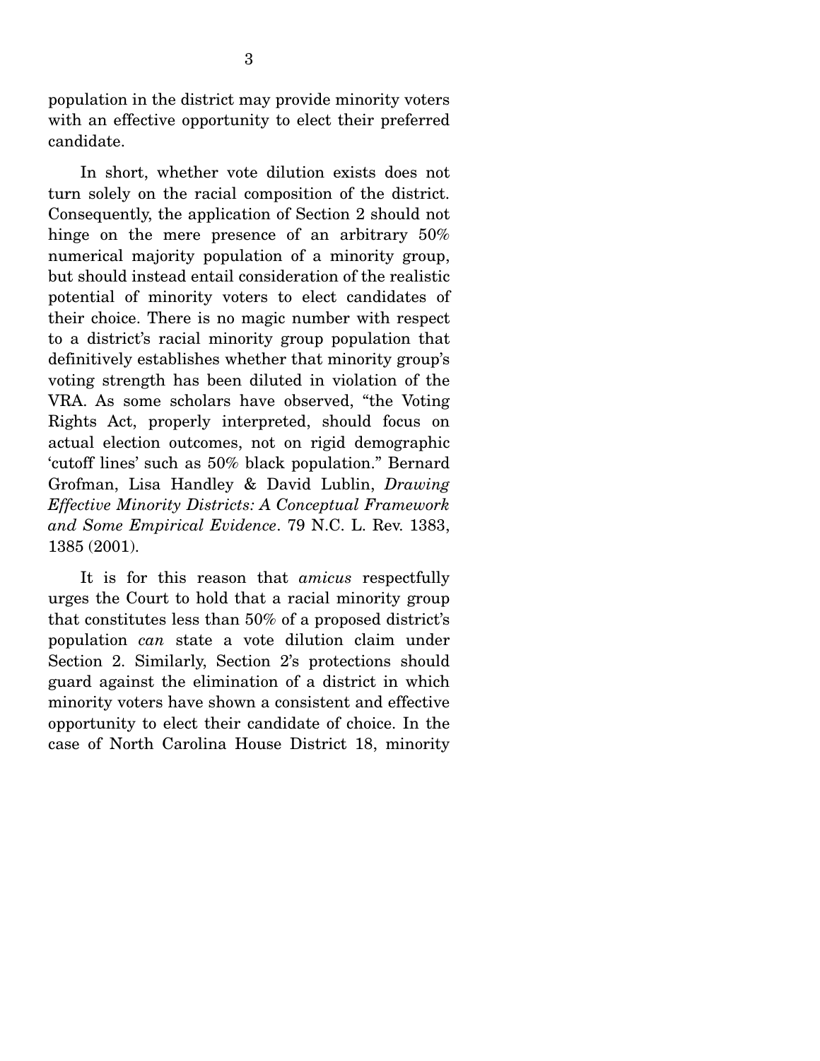population in the district may provide minority voters with an effective opportunity to elect their preferred candidate.

In short, whether vote dilution exists does not turn solely on the racial composition of the district. Consequently, the application of Section 2 should not hinge on the mere presence of an arbitrary 50% numerical majority population of a minority group, but should instead entail consideration of the realistic potential of minority voters to elect candidates of their choice. There is no magic number with respect to a district's racial minority group population that definitively establishes whether that minority group's voting strength has been diluted in violation of the VRA. As some scholars have observed, "the Voting Rights Act, properly interpreted, should focus on actual election outcomes, not on rigid demographic 'cutoff lines' such as 50% black population." Bernard Grofman, Lisa Handley & David Lublin, *Drawing Effective Minority Districts: A Conceptual Framework and Some Empirical Evidence*. 79 N.C. L. Rev. 1383, 1385 (2001).

It is for this reason that *amicus* respectfully urges the Court to hold that a racial minority group that constitutes less than 50% of a proposed district's population *can* state a vote dilution claim under Section 2. Similarly, Section 2's protections should guard against the elimination of a district in which minority voters have shown a consistent and effective opportunity to elect their candidate of choice. In the case of North Carolina House District 18, minority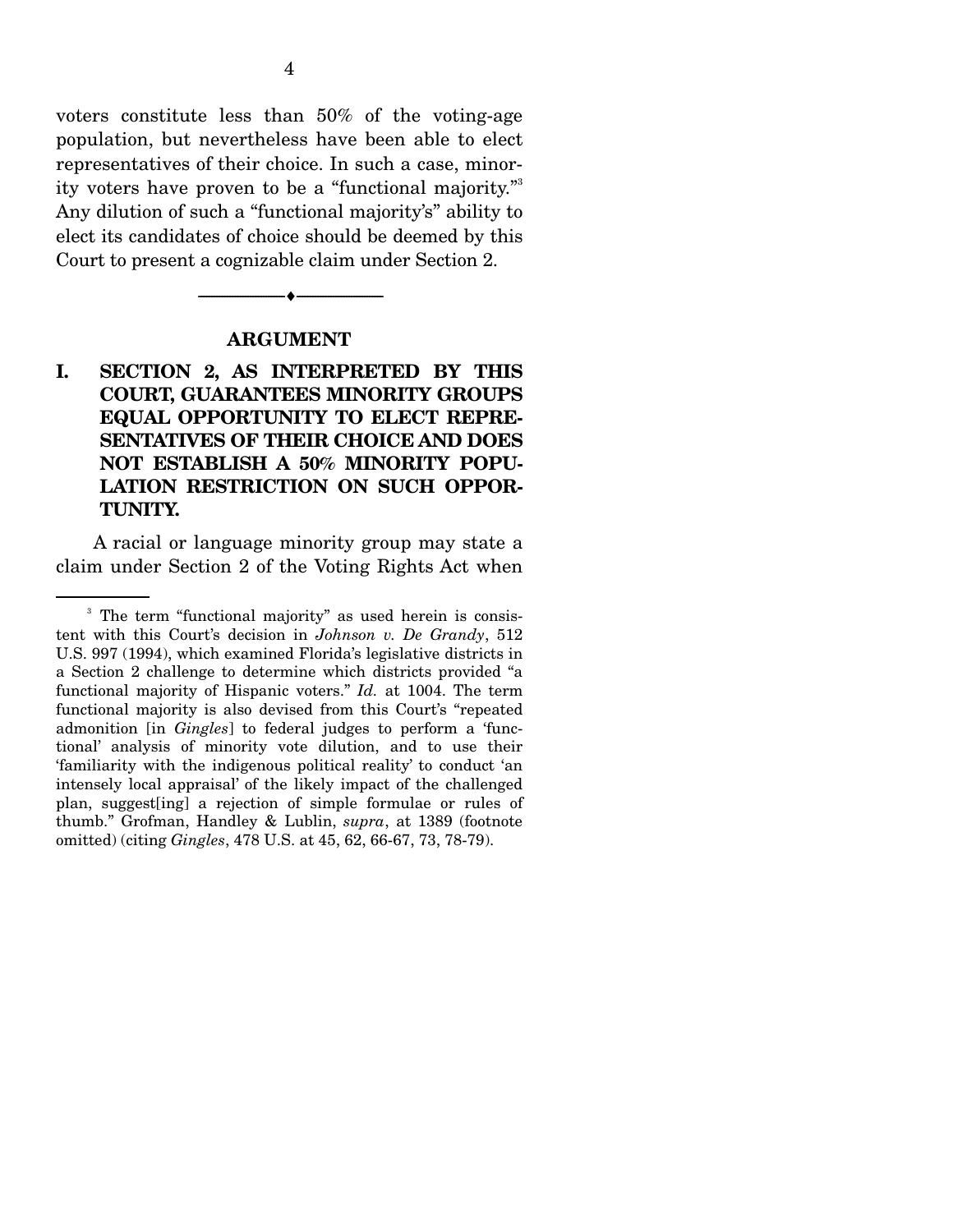voters constitute less than 50% of the voting-age population, but nevertheless have been able to elect representatives of their choice. In such a case, minority voters have proven to be a "functional majority."[3] Any dilution of such a "functional majority's" ability to elect its candidates of choice should be deemed by this Court to present a cognizable claim under Section 2.

---

## ARGUMENT

### I. SECTION 2, AS INTERPRETED BY THIS COURT, GUARANTEES MINORITY GROUPS EQUAL OPPORTUNITY TO ELECT REPRESENTATIVES OF THEIR CHOICE AND DOES NOT ESTABLISH A 50% MINORITY POPULATION RESTRICTION ON SUCH OPPORTUNITY.

A racial or language minority group may state a claim under Section 2 of the Voting Rights Act when

---

[3] The term "functional majority" as used herein is consistent with this Court's decision in *Johnson v. De Grandy*, 512 U.S. 997 (1994), which examined Florida's legislative districts in a Section 2 challenge to determine which districts provided "a functional majority of Hispanic voters." *Id.* at 1004. The term functional majority is also devised from this Court's "repeated admonition [in *Gingles*] to federal judges to perform a 'functional' analysis of minority vote dilution, and to use their 'familiarity with the indigenous political reality' to conduct 'an intensely local appraisal' of the likely impact of the challenged plan, suggest[ing] a rejection of simple formulae or rules of thumb." Grofman, Handley & Lublin, *supra*, at 1389 (footnote omitted) (citing *Gingles*, 478 U.S. at 45, 62, 66-67, 73, 78-79).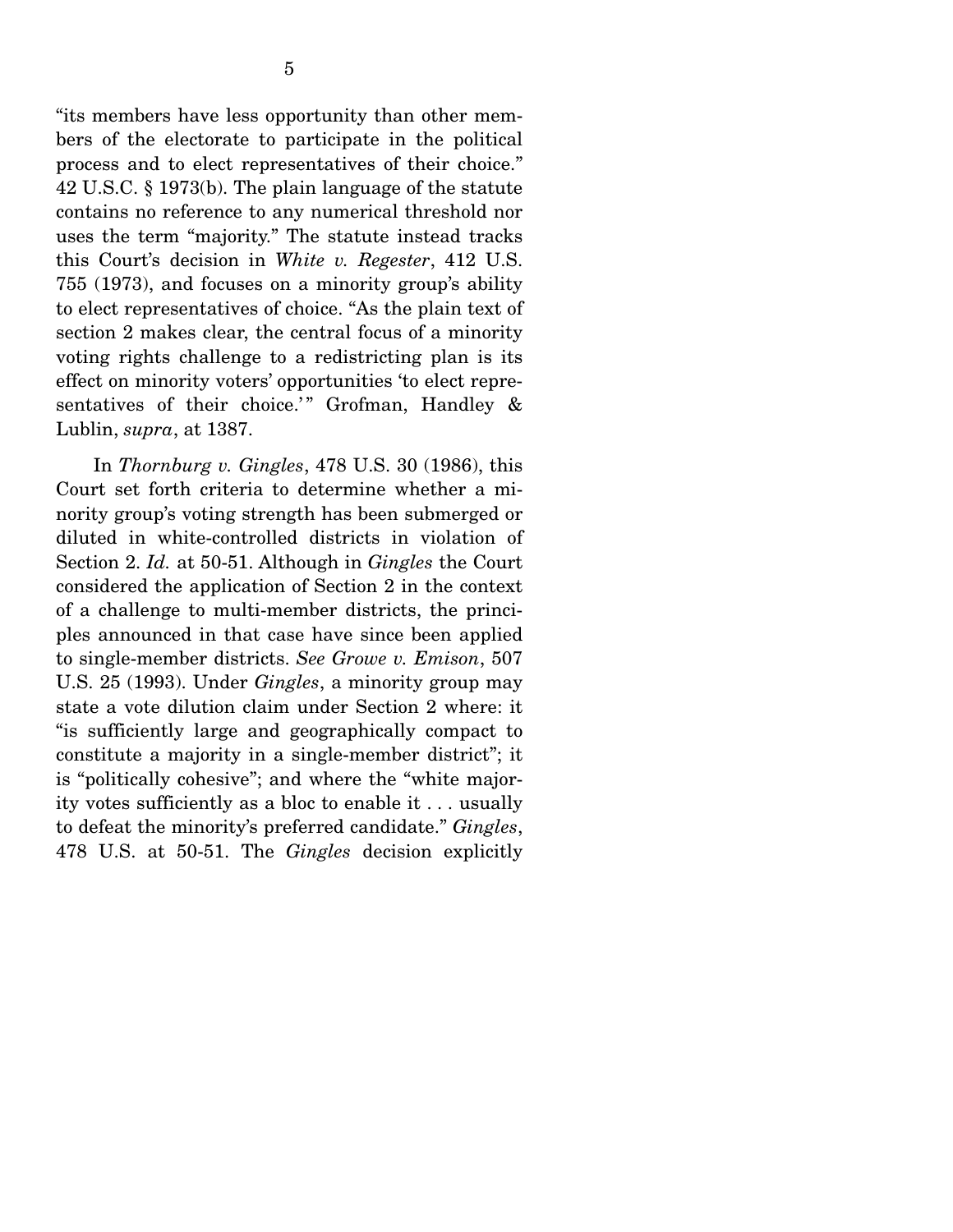"its members have less opportunity than other members of the electorate to participate in the political process and to elect representatives of their choice." 42 U.S.C. § 1973(b). The plain language of the statute contains no reference to any numerical threshold nor uses the term "majority." The statute instead tracks this Court's decision in *White v. Regester*, 412 U.S. 755 (1973), and focuses on a minority group's ability to elect representatives of choice. "As the plain text of section 2 makes clear, the central focus of a minority voting rights challenge to a redistricting plan is its effect on minority voters' opportunities 'to elect representatives of their choice.'" Grofman, Handley & Lublin, *supra*, at 1387.

In *Thornburg v. Gingles*, 478 U.S. 30 (1986), this Court set forth criteria to determine whether a minority group's voting strength has been submerged or diluted in white-controlled districts in violation of Section 2. *Id.* at 50-51. Although in *Gingles* the Court considered the application of Section 2 in the context of a challenge to multi-member districts, the principles announced in that case have since been applied to single-member districts. *See Growe v. Emison*, 507 U.S. 25 (1993). Under *Gingles*, a minority group may state a vote dilution claim under Section 2 where: it "is sufficiently large and geographically compact to constitute a majority in a single-member district"; it is "politically cohesive"; and where the "white majority votes sufficiently as a bloc to enable it . . . usually to defeat the minority's preferred candidate." *Gingles*, 478 U.S. at 50-51. The *Gingles* decision explicitly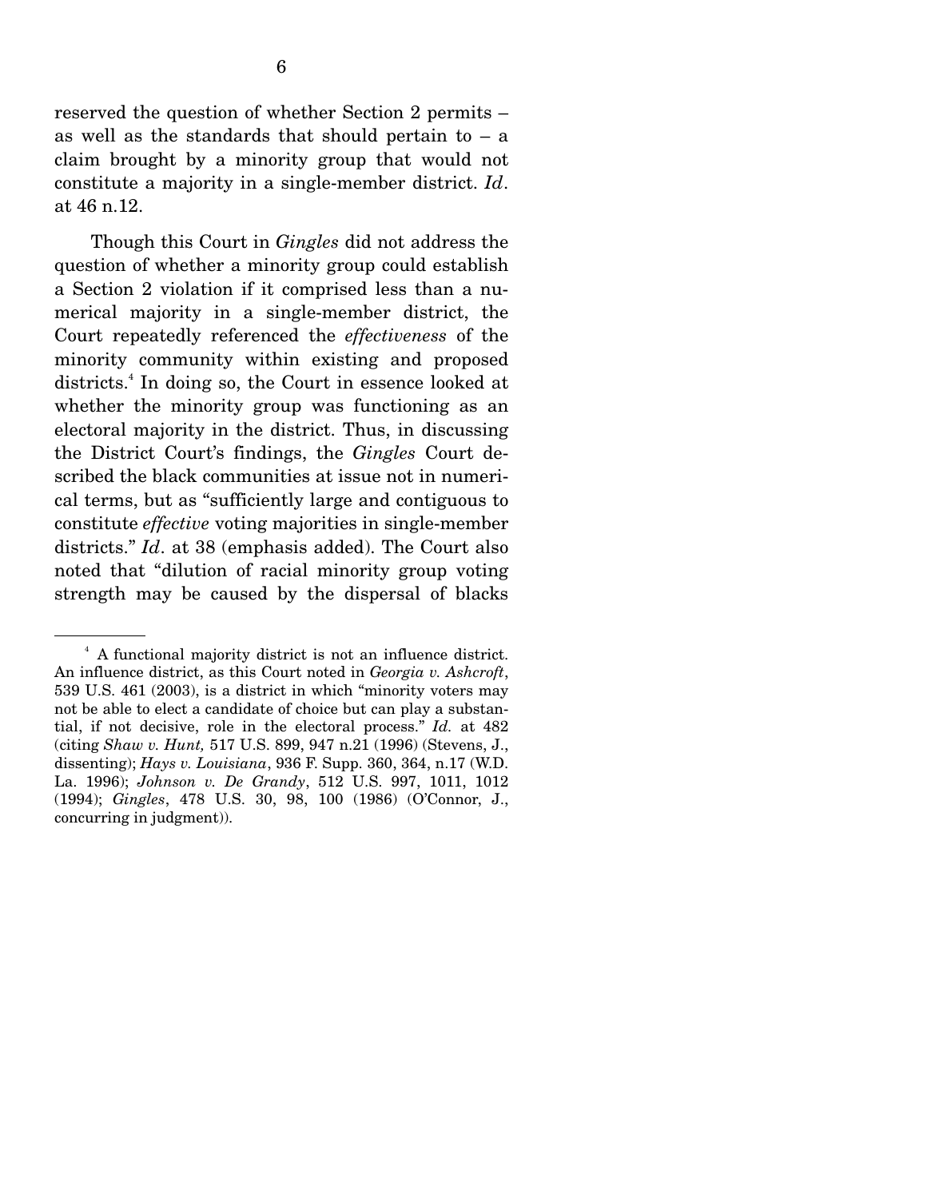reserved the question of whether Section 2 permits – as well as the standards that should pertain to – a claim brought by a minority group that would not constitute a majority in a single-member district. *Id*. at 46 n.12.

Though this Court in *Gingles* did not address the question of whether a minority group could establish a Section 2 violation if it comprised less than a numerical majority in a single-member district, the Court repeatedly referenced the *effectiveness* of the minority community within existing and proposed districts.[4] In doing so, the Court in essence looked at whether the minority group was functioning as an electoral majority in the district. Thus, in discussing the District Court's findings, the *Gingles* Court described the black communities at issue not in numerical terms, but as "sufficiently large and contiguous to constitute *effective* voting majorities in single-member districts." *Id*. at 38 (emphasis added). The Court also noted that "dilution of racial minority group voting strength may be caused by the dispersal of blacks

---

[4] A functional majority district is not an influence district. An influence district, as this Court noted in *Georgia v. Ashcroft*, 539 U.S. 461 (2003), is a district in which "minority voters may not be able to elect a candidate of choice but can play a substantial, if not decisive, role in the electoral process." *Id.* at 482 (citing *Shaw v. Hunt,* 517 U.S. 899, 947 n.21 (1996) (Stevens, J., dissenting); *Hays v. Louisiana*, 936 F. Supp. 360, 364, n.17 (W.D. La. 1996); *Johnson v. De Grandy*, 512 U.S. 997, 1011, 1012 (1994); *Gingles*, 478 U.S. 30, 98, 100 (1986) (O'Connor, J., concurring in judgment)).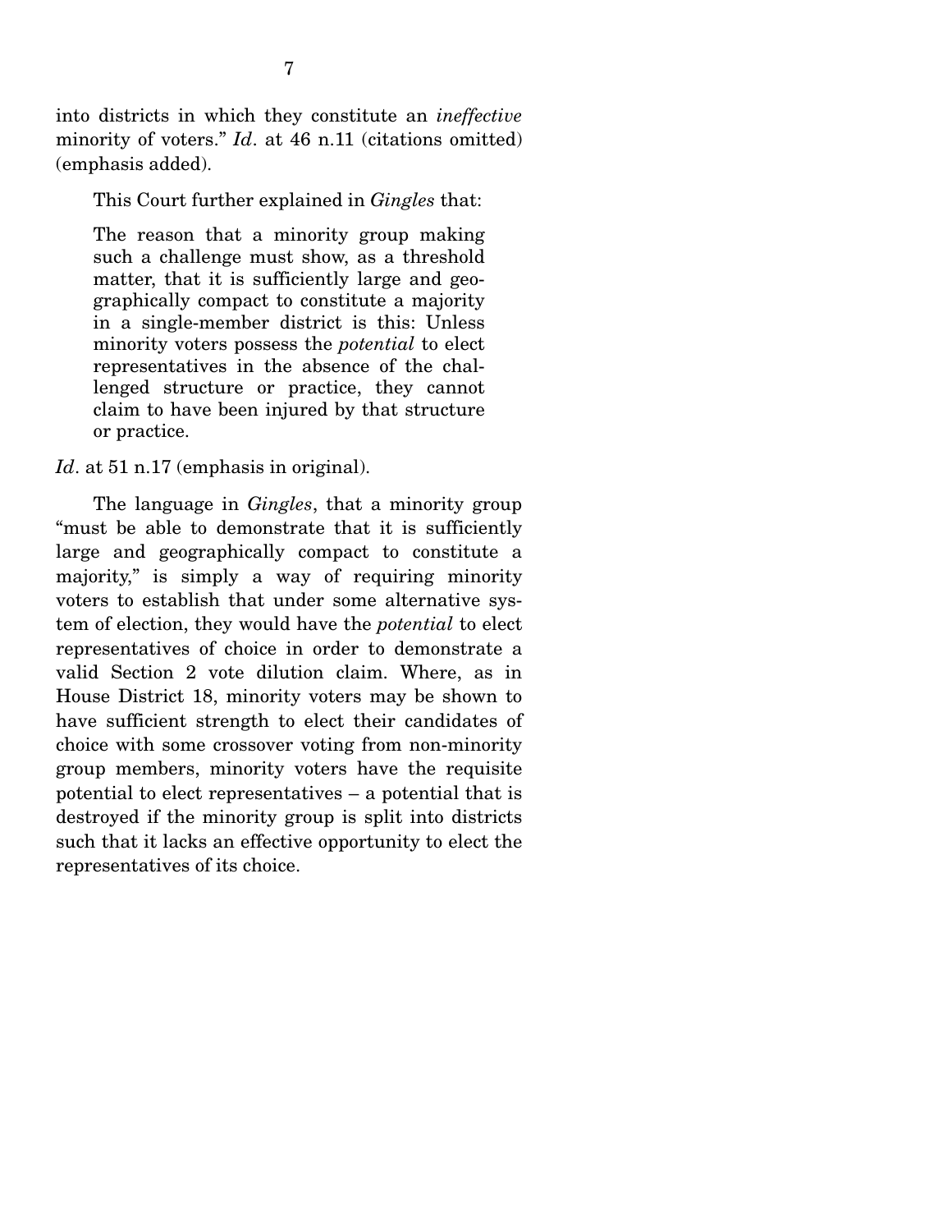into districts in which they constitute an *ineffective* minority of voters." *Id*. at 46 n.11 (citations omitted) (emphasis added).

This Court further explained in *Gingles* that:

> The reason that a minority group making such a challenge must show, as a threshold matter, that it is sufficiently large and geographically compact to constitute a majority in a single-member district is this: Unless minority voters possess the *potential* to elect representatives in the absence of the challenged structure or practice, they cannot claim to have been injured by that structure or practice.

*Id*. at 51 n.17 (emphasis in original).

The language in *Gingles*, that a minority group "must be able to demonstrate that it is sufficiently large and geographically compact to constitute a majority," is simply a way of requiring minority voters to establish that under some alternative system of election, they would have the *potential* to elect representatives of choice in order to demonstrate a valid Section 2 vote dilution claim. Where, as in House District 18, minority voters may be shown to have sufficient strength to elect their candidates of choice with some crossover voting from non-minority group members, minority voters have the requisite potential to elect representatives – a potential that is destroyed if the minority group is split into districts such that it lacks an effective opportunity to elect the representatives of its choice.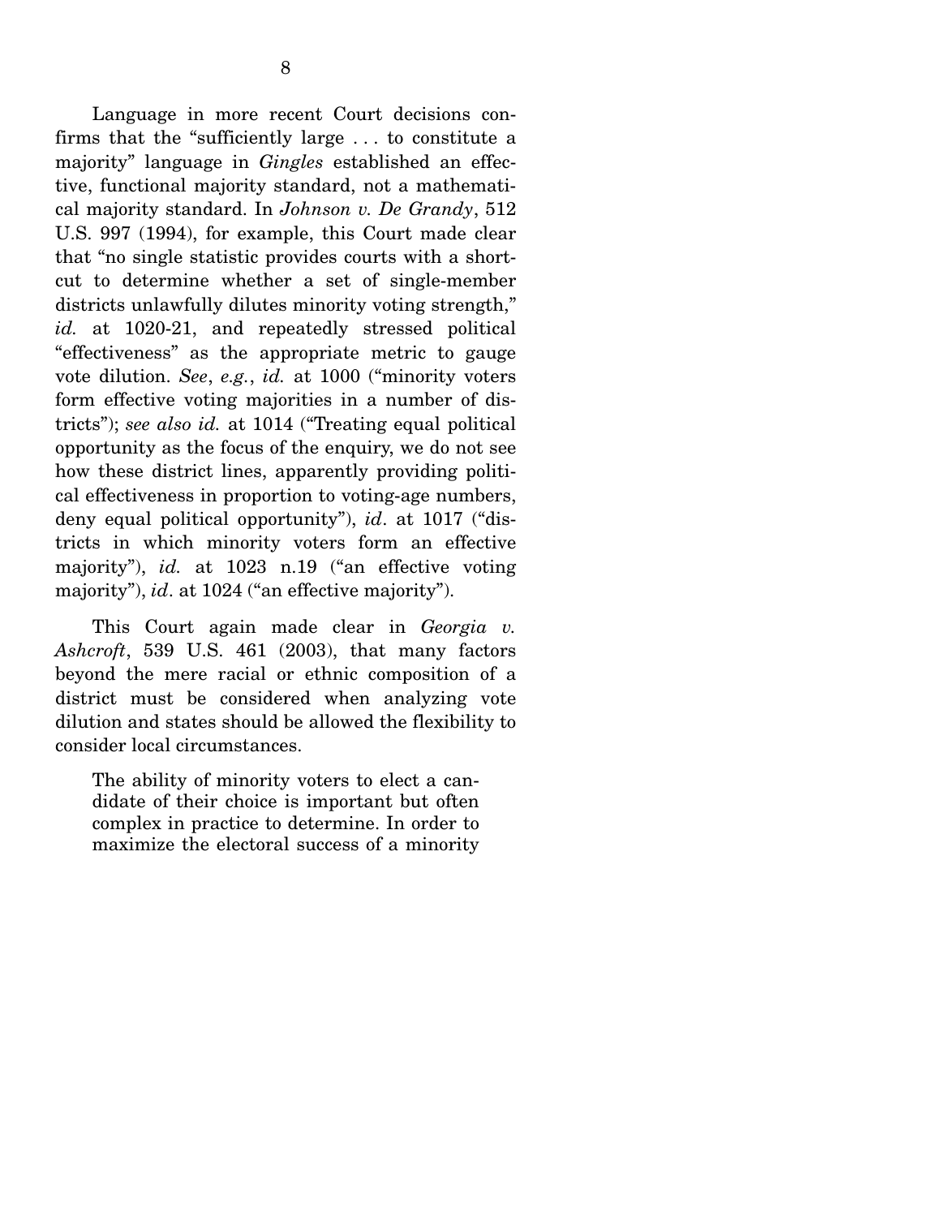Language in more recent Court decisions confirms that the "sufficiently large . . . to constitute a majority" language in *Gingles* established an effective, functional majority standard, not a mathematical majority standard. In *Johnson v. De Grandy*, 512 U.S. 997 (1994), for example, this Court made clear that "no single statistic provides courts with a shortcut to determine whether a set of single-member districts unlawfully dilutes minority voting strength," *id.* at 1020-21, and repeatedly stressed political "effectiveness" as the appropriate metric to gauge vote dilution. *See*, *e.g.*, *id.* at 1000 ("minority voters form effective voting majorities in a number of districts"); *see also id.* at 1014 ("Treating equal political opportunity as the focus of the enquiry, we do not see how these district lines, apparently providing political effectiveness in proportion to voting-age numbers, deny equal political opportunity"), *id*. at 1017 ("districts in which minority voters form an effective majority"), *id.* at 1023 n.19 ("an effective voting majority"), *id*. at 1024 ("an effective majority").

This Court again made clear in *Georgia v. Ashcroft*, 539 U.S. 461 (2003), that many factors beyond the mere racial or ethnic composition of a district must be considered when analyzing vote dilution and states should be allowed the flexibility to consider local circumstances.

> The ability of minority voters to elect a candidate of their choice is important but often complex in practice to determine. In order to maximize the electoral success of a minority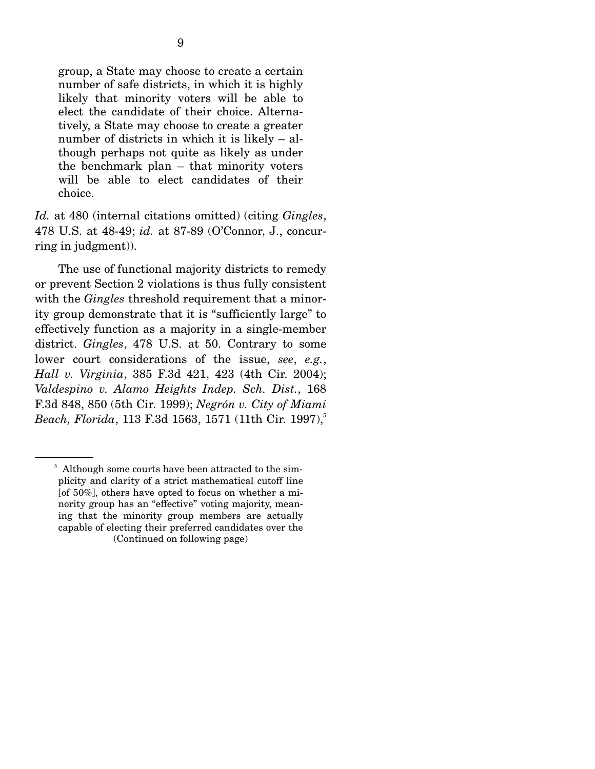> group, a State may choose to create a certain number of safe districts, in which it is highly likely that minority voters will be able to elect the candidate of their choice. Alternatively, a State may choose to create a greater number of districts in which it is likely – although perhaps not quite as likely as under the benchmark plan – that minority voters will be able to elect candidates of their choice.

*Id.* at 480 (internal citations omitted) (citing *Gingles*, 478 U.S. at 48-49; *id.* at 87-89 (O'Connor, J., concurring in judgment)).

The use of functional majority districts to remedy or prevent Section 2 violations is thus fully consistent with the *Gingles* threshold requirement that a minority group demonstrate that it is "sufficiently large" to effectively function as a majority in a single-member district. *Gingles*, 478 U.S. at 50. Contrary to some lower court considerations of the issue, *see*, *e.g.*, *Hall v. Virginia*, 385 F.3d 421, 423 (4th Cir. 2004); *Valdespino v. Alamo Heights Indep. Sch. Dist.*, 168 F.3d 848, 850 (5th Cir. 1999); *Negrón v. City of Miami Beach, Florida*, 113 F.3d 1563, 1571 (11th Cir. 1997),[5]

---

[5] Although some courts have been attracted to the simplicity and clarity of a strict mathematical cutoff line [of 50%], others have opted to focus on whether a minority group has an "effective" voting majority, meaning that the minority group members are actually capable of electing their preferred candidates over the (Continued on following page)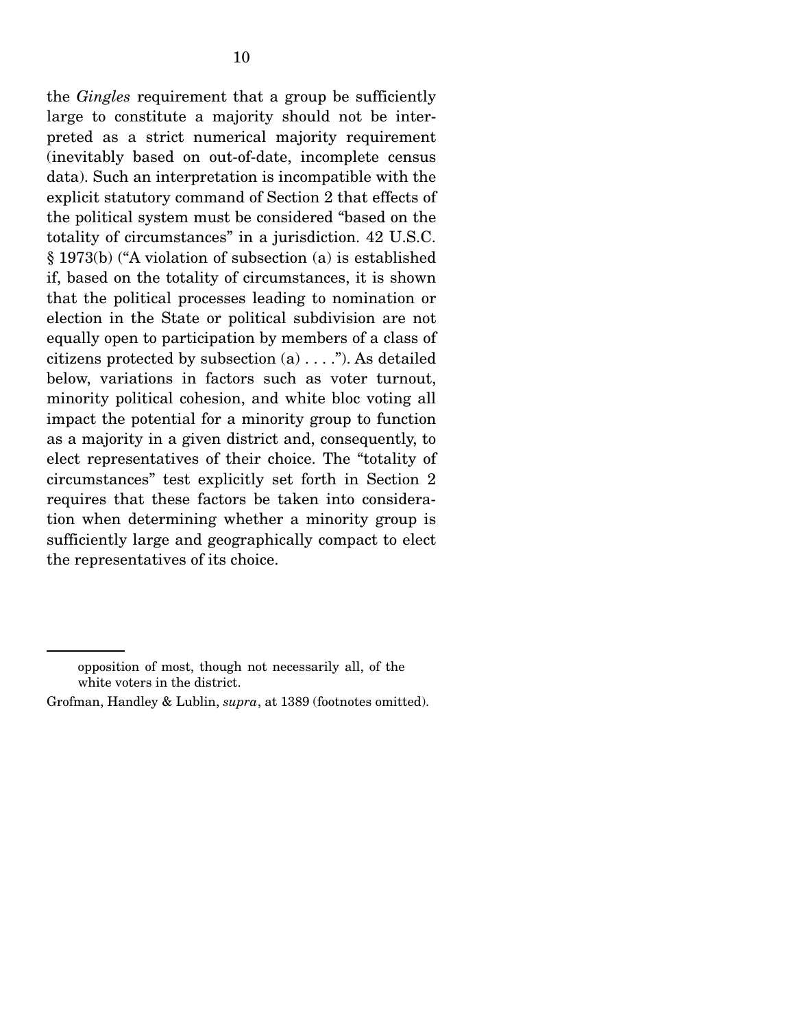the *Gingles* requirement that a group be sufficiently large to constitute a majority should not be interpreted as a strict numerical majority requirement (inevitably based on out-of-date, incomplete census data). Such an interpretation is incompatible with the explicit statutory command of Section 2 that effects of the political system must be considered "based on the totality of circumstances" in a jurisdiction. 42 U.S.C. § 1973(b) ("A violation of subsection (a) is established if, based on the totality of circumstances, it is shown that the political processes leading to nomination or election in the State or political subdivision are not equally open to participation by members of a class of citizens protected by subsection (a) . . . ."). As detailed below, variations in factors such as voter turnout, minority political cohesion, and white bloc voting all impact the potential for a minority group to function as a majority in a given district and, consequently, to elect representatives of their choice. The "totality of circumstances" test explicitly set forth in Section 2 requires that these factors be taken into consideration when determining whether a minority group is sufficiently large and geographically compact to elect the representatives of its choice.

---

opposition of most, though not necessarily all, of the white voters in the district.

Grofman, Handley & Lublin, *supra*, at 1389 (footnotes omitted).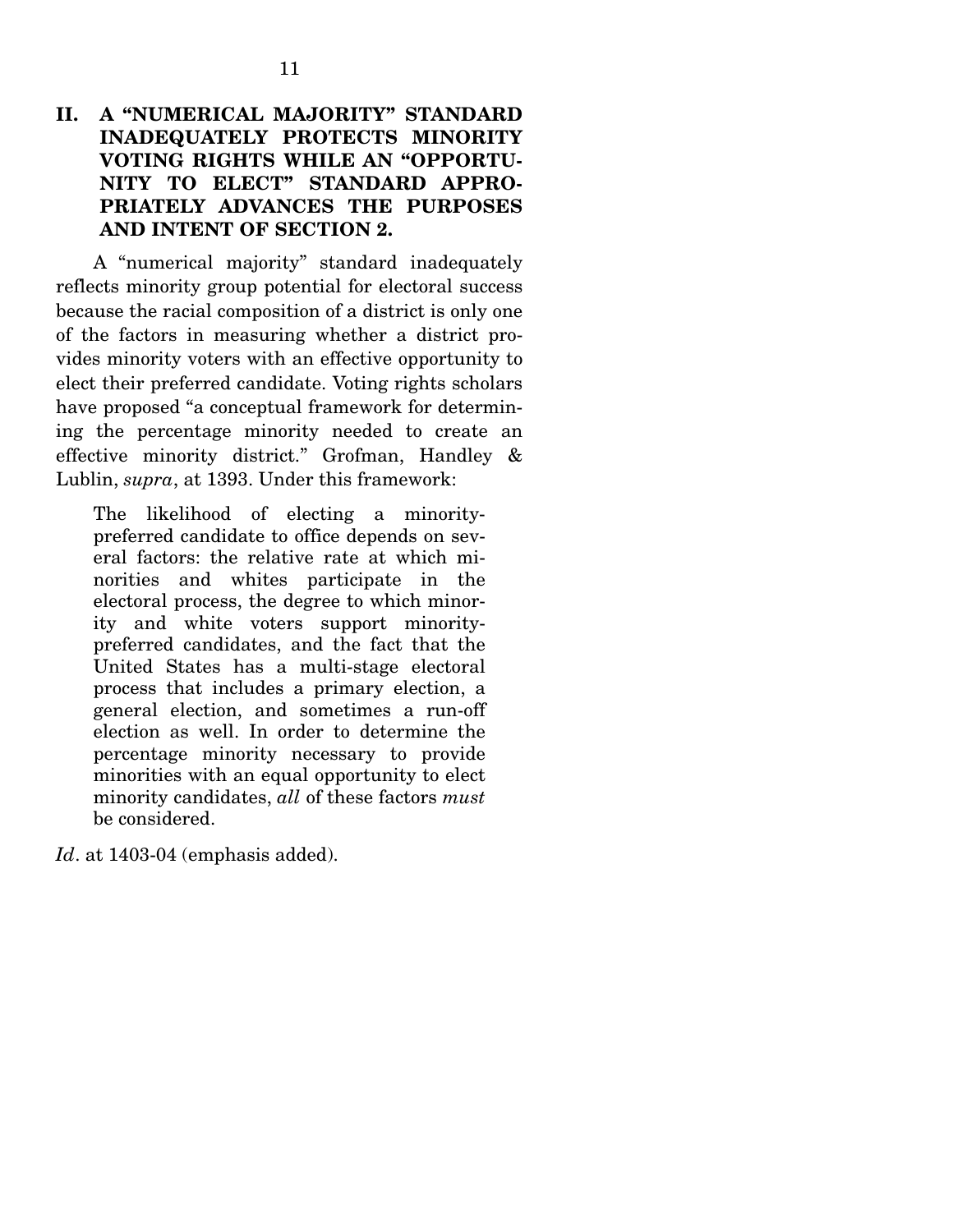## II. A "NUMERICAL MAJORITY" STANDARD INADEQUATELY PROTECTS MINORITY VOTING RIGHTS WHILE AN "OPPORTUNITY TO ELECT" STANDARD APPROPRIATELY ADVANCES THE PURPOSES AND INTENT OF SECTION 2.

A "numerical majority" standard inadequately reflects minority group potential for electoral success because the racial composition of a district is only one of the factors in measuring whether a district provides minority voters with an effective opportunity to elect their preferred candidate. Voting rights scholars have proposed "a conceptual framework for determining the percentage minority needed to create an effective minority district." Grofman, Handley & Lublin, *supra*, at 1393. Under this framework:

> The likelihood of electing a minority-preferred candidate to office depends on several factors: the relative rate at which minorities and whites participate in the electoral process, the degree to which minority and white voters support minority-preferred candidates, and the fact that the United States has a multi-stage electoral process that includes a primary election, a general election, and sometimes a run-off election as well. In order to determine the percentage minority necessary to provide minorities with an equal opportunity to elect minority candidates, *all* of these factors *must* be considered.

*Id*. at 1403-04 (emphasis added).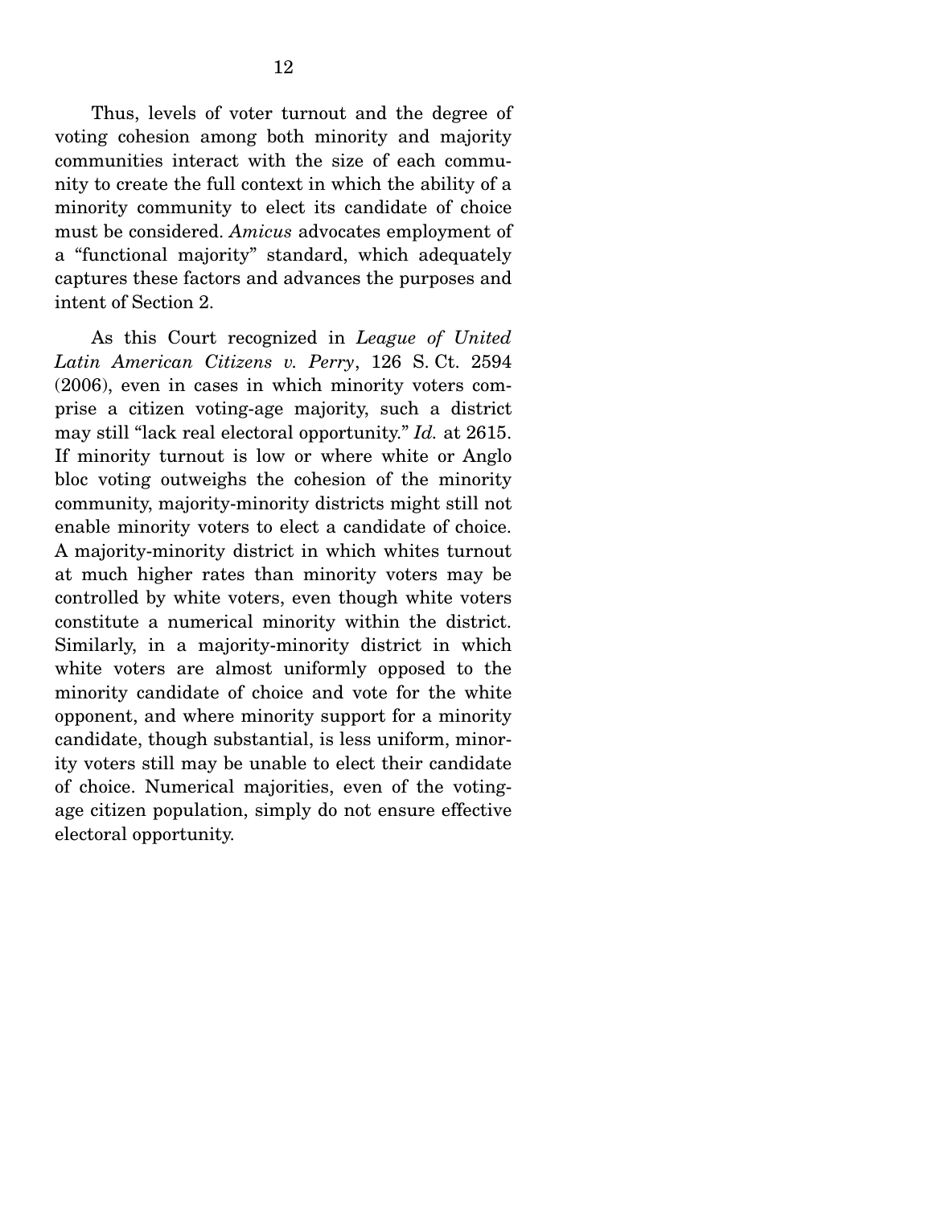Thus, levels of voter turnout and the degree of voting cohesion among both minority and majority communities interact with the size of each community to create the full context in which the ability of a minority community to elect its candidate of choice must be considered. *Amicus* advocates employment of a "functional majority" standard, which adequately captures these factors and advances the purposes and intent of Section 2.

As this Court recognized in *League of United Latin American Citizens v. Perry*, 126 S. Ct. 2594 (2006), even in cases in which minority voters comprise a citizen voting-age majority, such a district may still "lack real electoral opportunity." *Id.* at 2615. If minority turnout is low or where white or Anglo bloc voting outweighs the cohesion of the minority community, majority-minority districts might still not enable minority voters to elect a candidate of choice. A majority-minority district in which whites turnout at much higher rates than minority voters may be controlled by white voters, even though white voters constitute a numerical minority within the district. Similarly, in a majority-minority district in which white voters are almost uniformly opposed to the minority candidate of choice and vote for the white opponent, and where minority support for a minority candidate, though substantial, is less uniform, minority voters still may be unable to elect their candidate of choice. Numerical majorities, even of the voting-age citizen population, simply do not ensure effective electoral opportunity.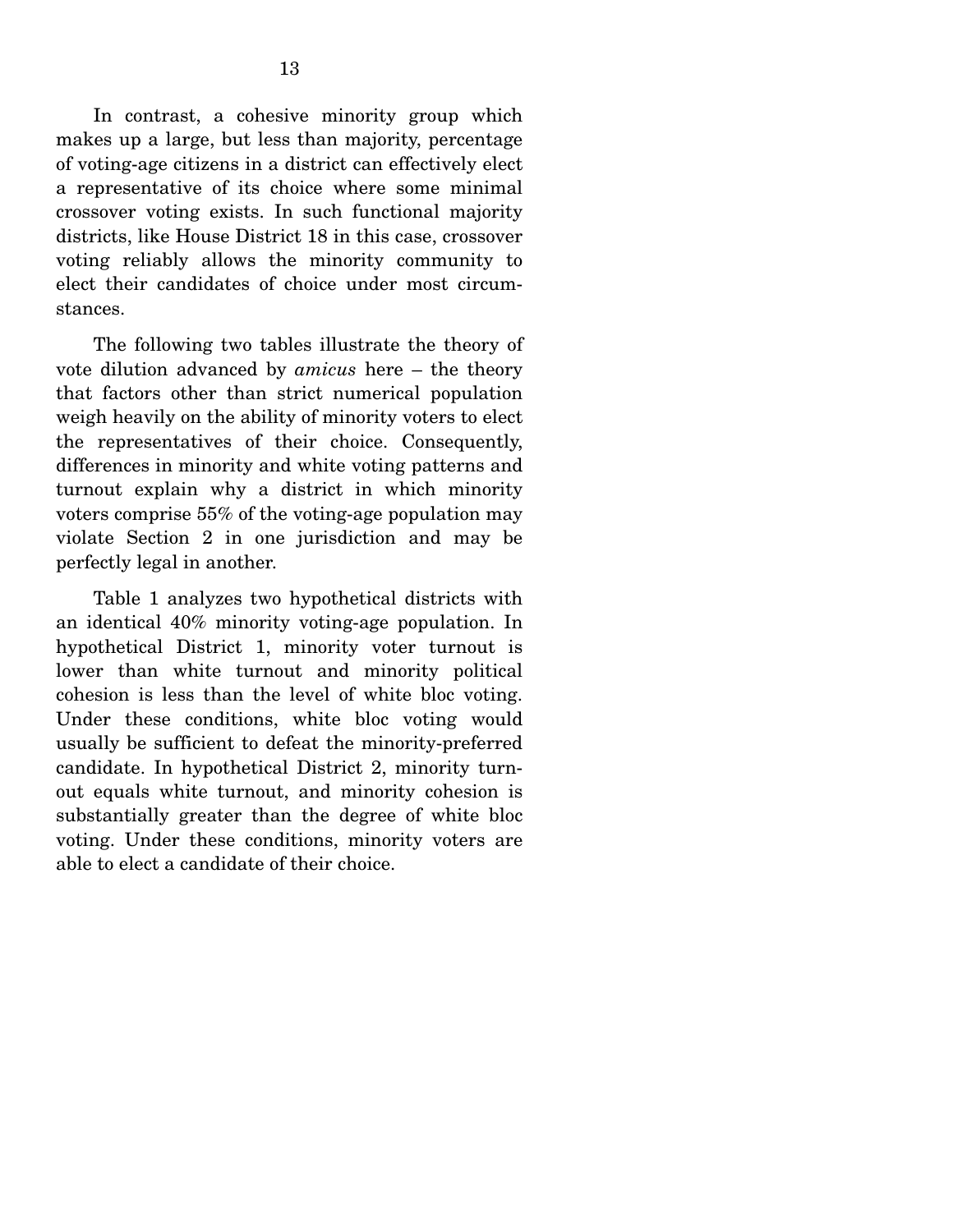In contrast, a cohesive minority group which makes up a large, but less than majority, percentage of voting-age citizens in a district can effectively elect a representative of its choice where some minimal crossover voting exists. In such functional majority districts, like House District 18 in this case, crossover voting reliably allows the minority community to elect their candidates of choice under most circumstances.

The following two tables illustrate the theory of vote dilution advanced by *amicus* here – the theory that factors other than strict numerical population weigh heavily on the ability of minority voters to elect the representatives of their choice. Consequently, differences in minority and white voting patterns and turnout explain why a district in which minority voters comprise 55% of the voting-age population may violate Section 2 in one jurisdiction and may be perfectly legal in another.

Table 1 analyzes two hypothetical districts with an identical 40% minority voting-age population. In hypothetical District 1, minority voter turnout is lower than white turnout and minority political cohesion is less than the level of white bloc voting. Under these conditions, white bloc voting would usually be sufficient to defeat the minority-preferred candidate. In hypothetical District 2, minority turnout equals white turnout, and minority cohesion is substantially greater than the degree of white bloc voting. Under these conditions, minority voters are able to elect a candidate of their choice.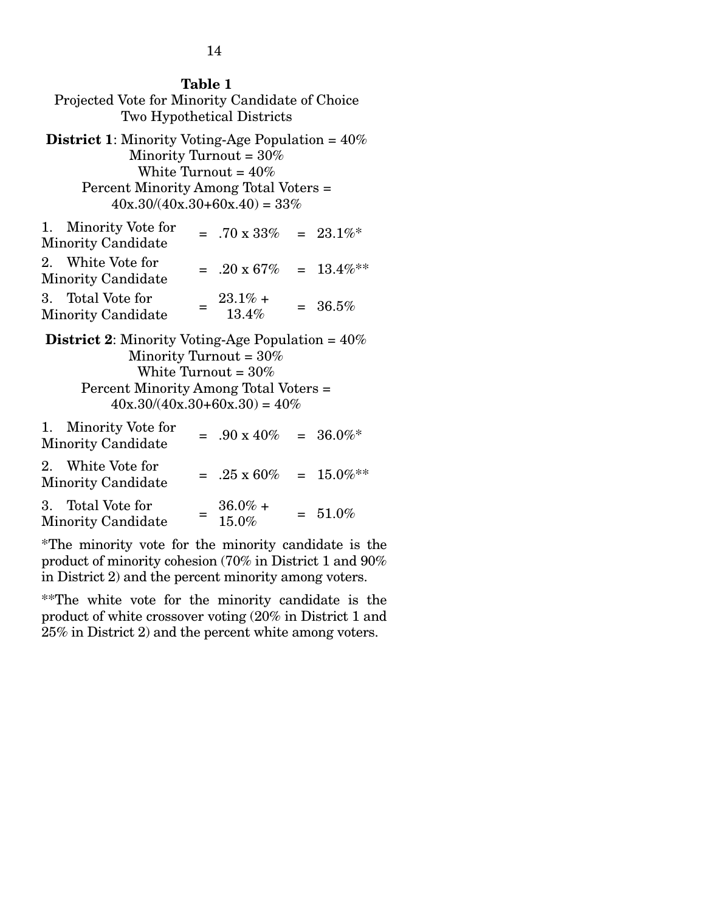**Table 1**

Projected Vote for Minority Candidate of Choice
Two Hypothetical Districts

**District 1**: Minority Voting-Age Population = 40%
Minority Turnout = 30%
White Turnout = 40%
Percent Minority Among Total Voters =
40x.30/(40x.30+60x.40) = 33%

| | | | | |
|---|---|---|---|---|
| 1. Minority Vote for Minority Candidate | = | .70 x 33% | = | 23.1%* |
| 2. White Vote for Minority Candidate | = | .20 x 67% | = | 13.4%** |
| 3. Total Vote for Minority Candidate | = | 23.1% + 13.4% | = | 36.5% |

**District 2**: Minority Voting-Age Population = 40%
Minority Turnout = 30%
White Turnout = 30%
Percent Minority Among Total Voters =
40x.30/(40x.30+60x.30) = 40%

| | | | | |
|---|---|---|---|---|
| 1. Minority Vote for Minority Candidate | = | .90 x 40% | = | 36.0%* |
| 2. White Vote for Minority Candidate | = | .25 x 60% | = | 15.0%** |
| 3. Total Vote for Minority Candidate | = | 36.0% + 15.0% | = | 51.0% |

*The minority vote for the minority candidate is the product of minority cohesion (70% in District 1 and 90% in District 2) and the percent minority among voters.

**The white vote for the minority candidate is the product of white crossover voting (20% in District 1 and 25% in District 2) and the percent white among voters.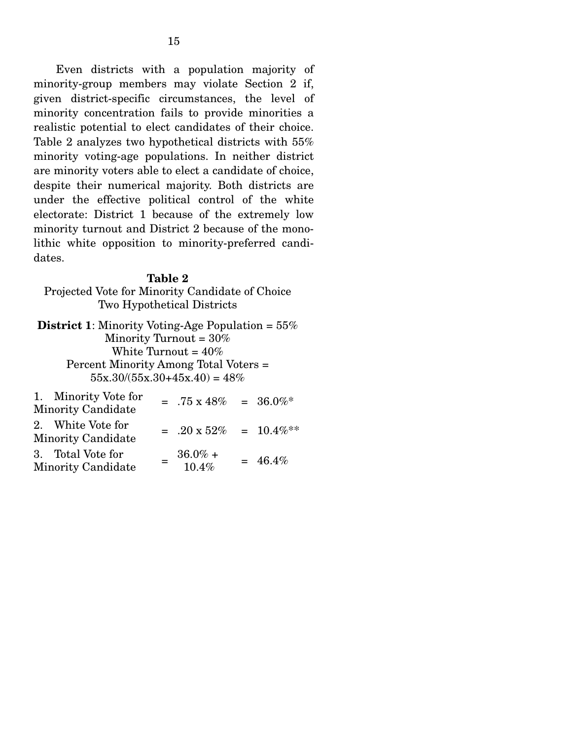Even districts with a population majority of minority-group members may violate Section 2 if, given district-specific circumstances, the level of minority concentration fails to provide minorities a realistic potential to elect candidates of their choice. Table 2 analyzes two hypothetical districts with 55% minority voting-age populations. In neither district are minority voters able to elect a candidate of choice, despite their numerical majority. Both districts are under the effective political control of the white electorate: District 1 because of the extremely low minority turnout and District 2 because of the monolithic white opposition to minority-preferred candidates.

**Table 2**

Projected Vote for Minority Candidate of Choice
Two Hypothetical Districts

**District 1**: Minority Voting-Age Population = 55%
Minority Turnout = 30%
White Turnout = 40%
Percent Minority Among Total Voters =
55x.30/(55x.30+45x.40) = 48%

| | | | | |
|---|---|---|---|---|
| 1. Minority Vote for Minority Candidate | = | .75 x 48% | = | 36.0%* |
| 2. White Vote for Minority Candidate | = | .20 x 52% | = | 10.4%** |
| 3. Total Vote for Minority Candidate | = | 36.0% + 10.4% | = | 46.4% |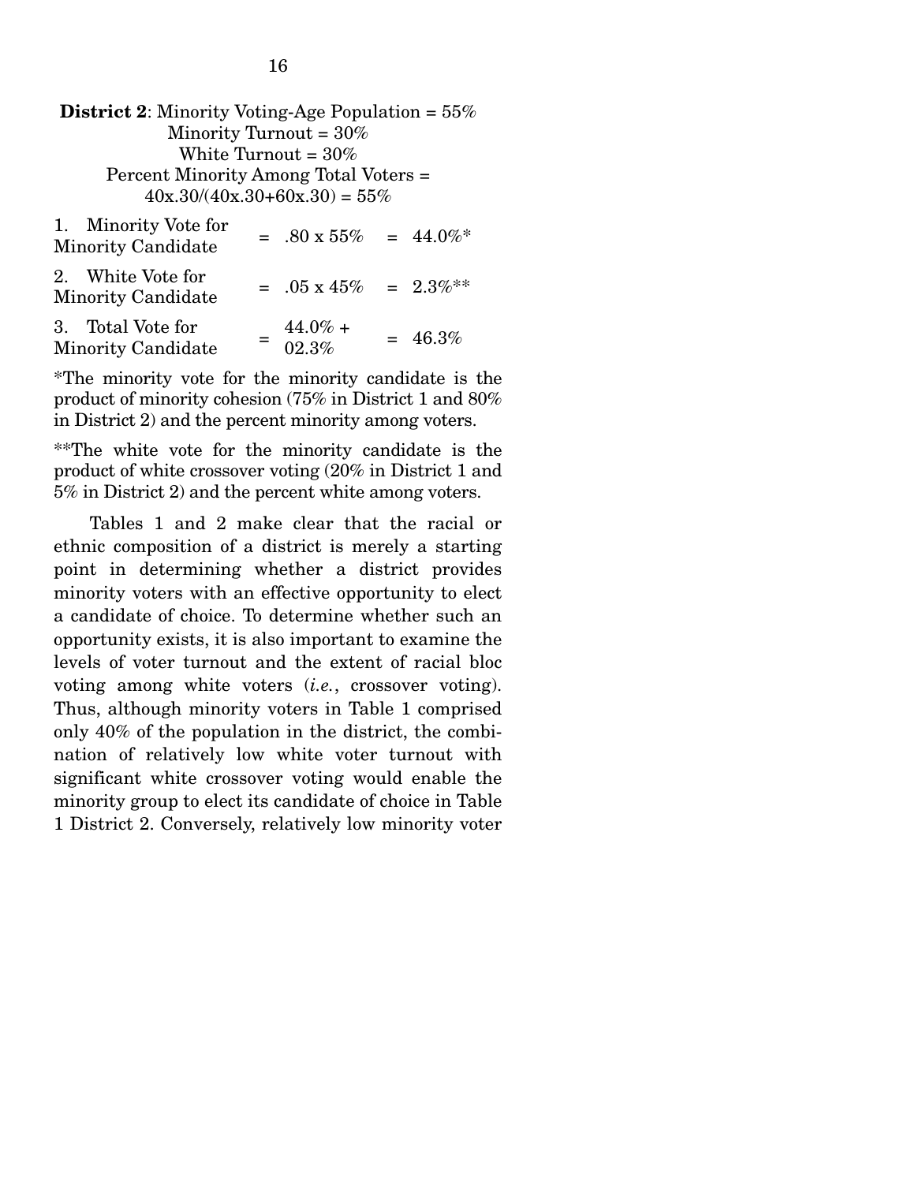**District 2**: Minority Voting-Age Population = 55%
Minority Turnout = 30%
White Turnout = 30%
Percent Minority Among Total Voters =
40x.30/(40x.30+60x.30) = 55%

| | | | | |
|---|---|---|---|---|
| 1. Minority Vote for Minority Candidate | = | .80 x 55% | = | 44.0%* |
| 2. White Vote for Minority Candidate | = | .05 x 45% | = | 2.3%** |
| 3. Total Vote for Minority Candidate | = | 44.0% + 02.3% | = | 46.3% |

*The minority vote for the minority candidate is the product of minority cohesion (75% in District 1 and 80% in District 2) and the percent minority among voters.

**The white vote for the minority candidate is the product of white crossover voting (20% in District 1 and 5% in District 2) and the percent white among voters.

Tables 1 and 2 make clear that the racial or ethnic composition of a district is merely a starting point in determining whether a district provides minority voters with an effective opportunity to elect a candidate of choice. To determine whether such an opportunity exists, it is also important to examine the levels of voter turnout and the extent of racial bloc voting among white voters (*i.e.*, crossover voting). Thus, although minority voters in Table 1 comprised only 40% of the population in the district, the combination of relatively low white voter turnout with significant white crossover voting would enable the minority group to elect its candidate of choice in Table 1 District 2. Conversely, relatively low minority voter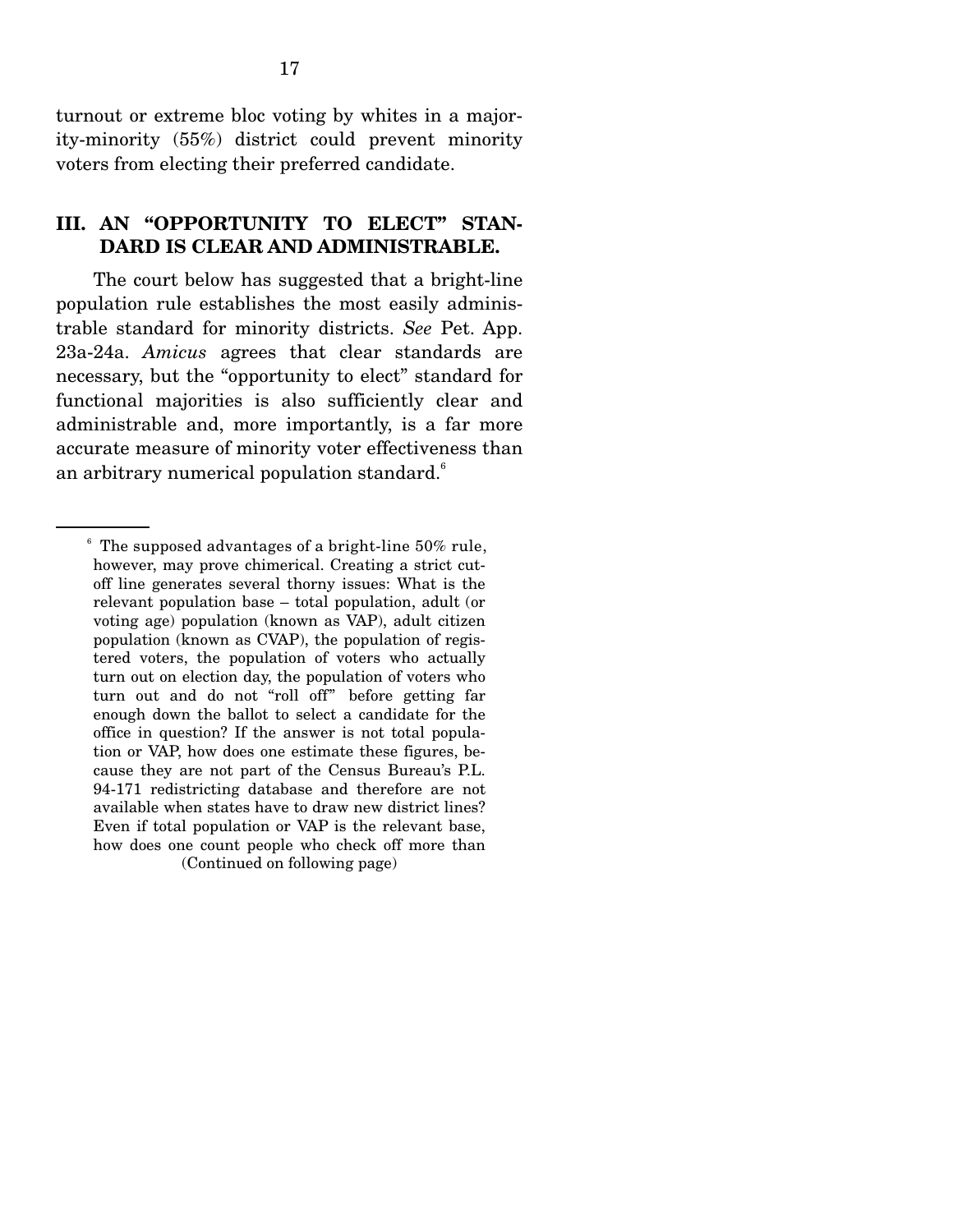turnout or extreme bloc voting by whites in a majority-minority (55%) district could prevent minority voters from electing their preferred candidate.

## III. AN "OPPORTUNITY TO ELECT" STANDARD IS CLEAR AND ADMINISTRABLE.

The court below has suggested that a bright-line population rule establishes the most easily administrable standard for minority districts. *See* Pet. App. 23a-24a. *Amicus* agrees that clear standards are necessary, but the "opportunity to elect" standard for functional majorities is also sufficiently clear and administrable and, more importantly, is a far more accurate measure of minority voter effectiveness than an arbitrary numerical population standard.[6]

---

[6] The supposed advantages of a bright-line 50% rule, however, may prove chimerical. Creating a strict cutoff line generates several thorny issues: What is the relevant population base – total population, adult (or voting age) population (known as VAP), adult citizen population (known as CVAP), the population of registered voters, the population of voters who actually turn out on election day, the population of voters who turn out and do not "roll off" before getting far enough down the ballot to select a candidate for the office in question? If the answer is not total population or VAP, how does one estimate these figures, because they are not part of the Census Bureau's P.L. 94-171 redistricting database and therefore are not available when states have to draw new district lines? Even if total population or VAP is the relevant base, how does one count people who check off more than

(Continued on following page)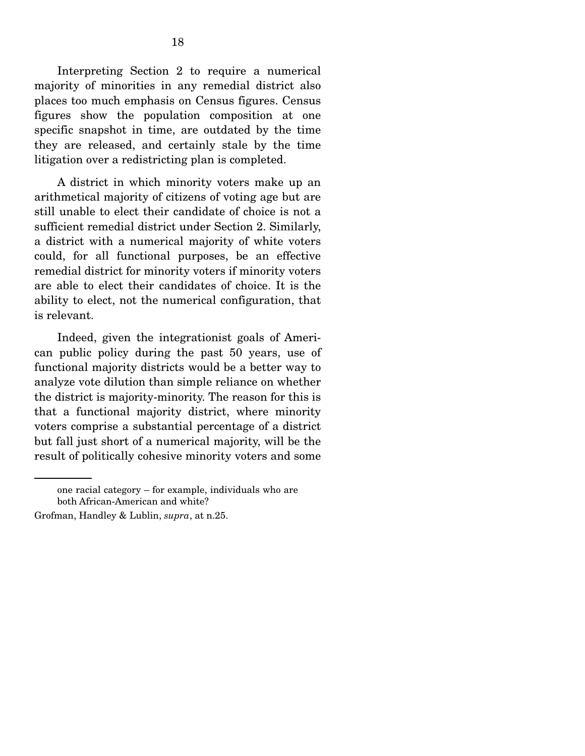Interpreting Section 2 to require a numerical majority of minorities in any remedial district also places too much emphasis on Census figures. Census figures show the population composition at one specific snapshot in time, are outdated by the time they are released, and certainly stale by the time litigation over a redistricting plan is completed.

A district in which minority voters make up an arithmetical majority of citizens of voting age but are still unable to elect their candidate of choice is not a sufficient remedial district under Section 2. Similarly, a district with a numerical majority of white voters could, for all functional purposes, be an effective remedial district for minority voters if minority voters are able to elect their candidates of choice. It is the ability to elect, not the numerical configuration, that is relevant.

Indeed, given the integrationist goals of American public policy during the past 50 years, use of functional majority districts would be a better way to analyze vote dilution than simple reliance on whether the district is majority-minority. The reason for this is that a functional majority district, where minority voters comprise a substantial percentage of a district but fall just short of a numerical majority, will be the result of politically cohesive minority voters and some

---

one racial category – for example, individuals who are both African-American and white?

Grofman, Handley & Lublin, *supra*, at n.25.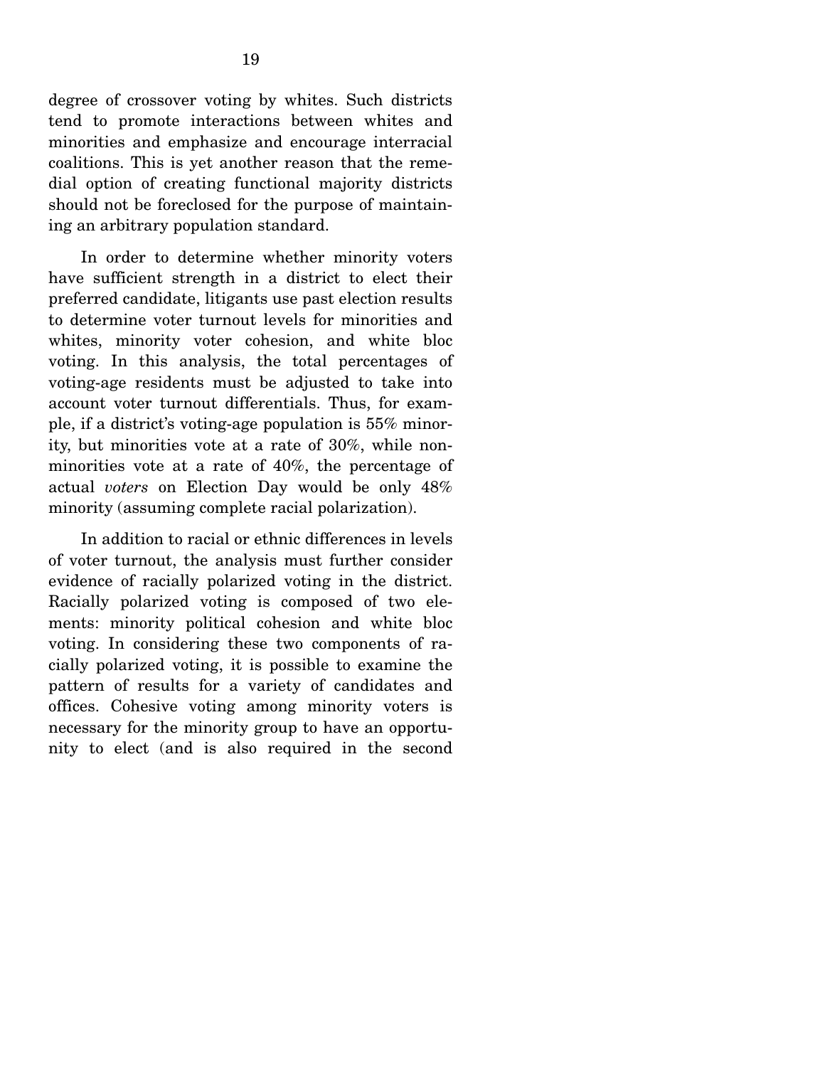degree of crossover voting by whites. Such districts tend to promote interactions between whites and minorities and emphasize and encourage interracial coalitions. This is yet another reason that the remedial option of creating functional majority districts should not be foreclosed for the purpose of maintaining an arbitrary population standard.

In order to determine whether minority voters have sufficient strength in a district to elect their preferred candidate, litigants use past election results to determine voter turnout levels for minorities and whites, minority voter cohesion, and white bloc voting. In this analysis, the total percentages of voting-age residents must be adjusted to take into account voter turnout differentials. Thus, for example, if a district's voting-age population is 55% minority, but minorities vote at a rate of 30%, while nonminorities vote at a rate of 40%, the percentage of actual *voters* on Election Day would be only 48% minority (assuming complete racial polarization).

In addition to racial or ethnic differences in levels of voter turnout, the analysis must further consider evidence of racially polarized voting in the district. Racially polarized voting is composed of two elements: minority political cohesion and white bloc voting. In considering these two components of racially polarized voting, it is possible to examine the pattern of results for a variety of candidates and offices. Cohesive voting among minority voters is necessary for the minority group to have an opportunity to elect (and is also required in the second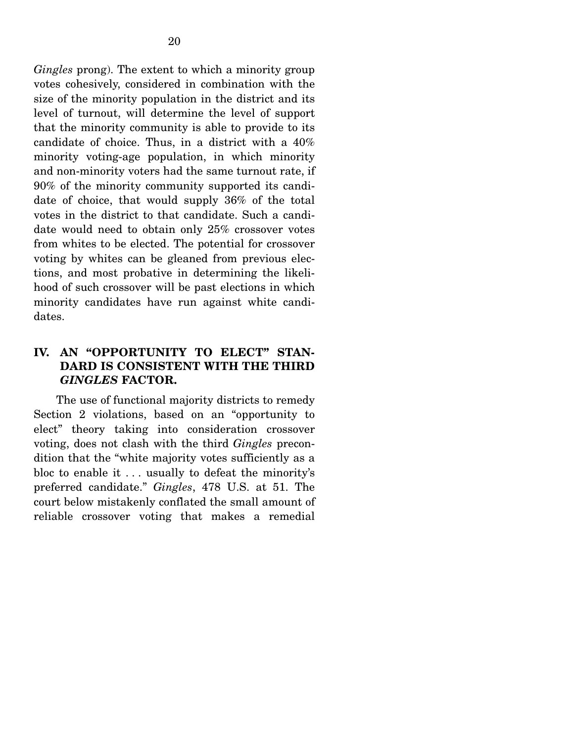*Gingles* prong). The extent to which a minority group votes cohesively, considered in combination with the size of the minority population in the district and its level of turnout, will determine the level of support that the minority community is able to provide to its candidate of choice. Thus, in a district with a 40% minority voting-age population, in which minority and non-minority voters had the same turnout rate, if 90% of the minority community supported its candidate of choice, that would supply 36% of the total votes in the district to that candidate. Such a candidate would need to obtain only 25% crossover votes from whites to be elected. The potential for crossover voting by whites can be gleaned from previous elections, and most probative in determining the likelihood of such crossover will be past elections in which minority candidates have run against white candidates.

## IV. AN "OPPORTUNITY TO ELECT" STANDARD IS CONSISTENT WITH THE THIRD *GINGLES* FACTOR.

The use of functional majority districts to remedy Section 2 violations, based on an "opportunity to elect" theory taking into consideration crossover voting, does not clash with the third *Gingles* precondition that the "white majority votes sufficiently as a bloc to enable it . . . usually to defeat the minority's preferred candidate." *Gingles*, 478 U.S. at 51. The court below mistakenly conflated the small amount of reliable crossover voting that makes a remedial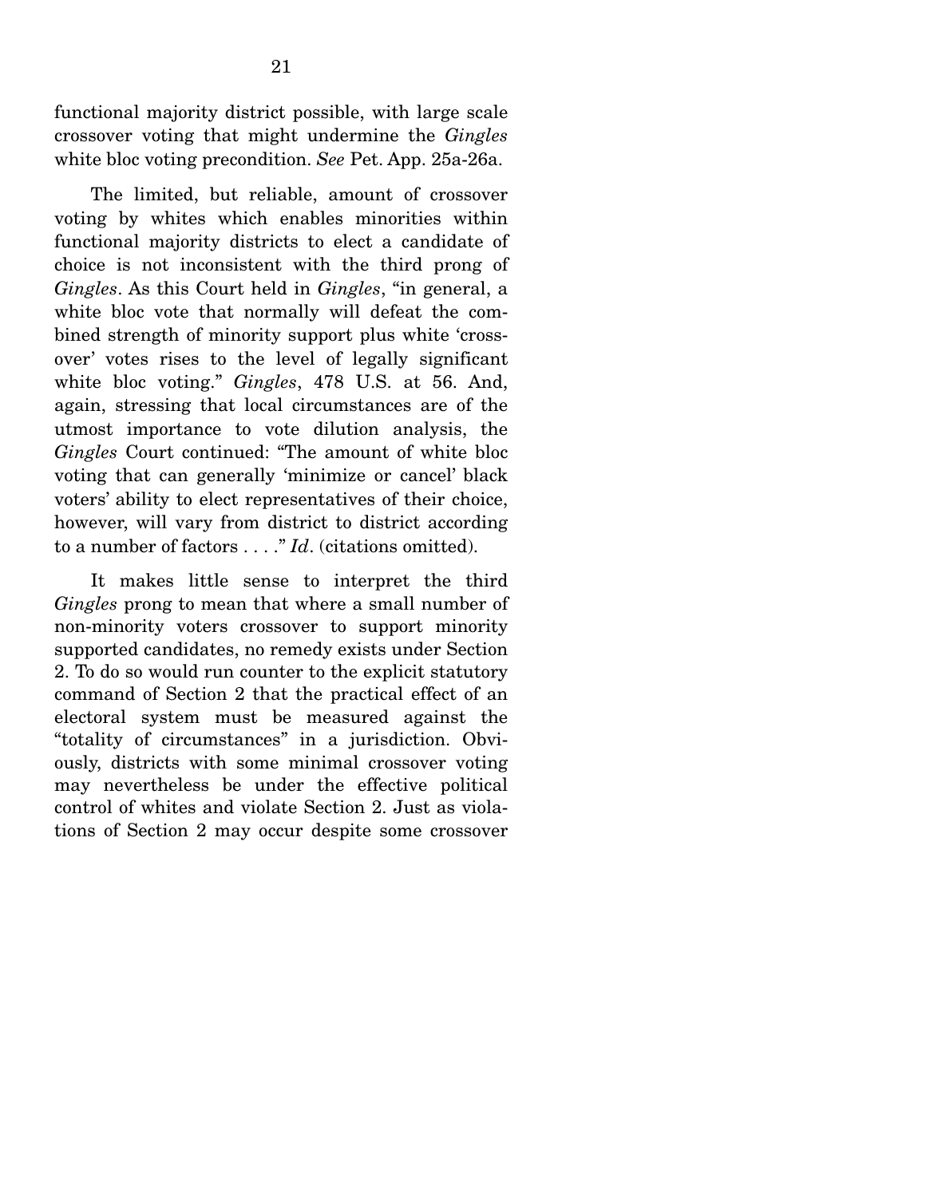functional majority district possible, with large scale crossover voting that might undermine the *Gingles* white bloc voting precondition. *See* Pet. App. 25a-26a.

The limited, but reliable, amount of crossover voting by whites which enables minorities within functional majority districts to elect a candidate of choice is not inconsistent with the third prong of *Gingles*. As this Court held in *Gingles*, "in general, a white bloc vote that normally will defeat the combined strength of minority support plus white 'crossover' votes rises to the level of legally significant white bloc voting." *Gingles*, 478 U.S. at 56. And, again, stressing that local circumstances are of the utmost importance to vote dilution analysis, the *Gingles* Court continued: "The amount of white bloc voting that can generally 'minimize or cancel' black voters' ability to elect representatives of their choice, however, will vary from district to district according to a number of factors . . . ." *Id*. (citations omitted).

It makes little sense to interpret the third *Gingles* prong to mean that where a small number of non-minority voters crossover to support minority supported candidates, no remedy exists under Section 2. To do so would run counter to the explicit statutory command of Section 2 that the practical effect of an electoral system must be measured against the "totality of circumstances" in a jurisdiction. Obviously, districts with some minimal crossover voting may nevertheless be under the effective political control of whites and violate Section 2. Just as violations of Section 2 may occur despite some crossover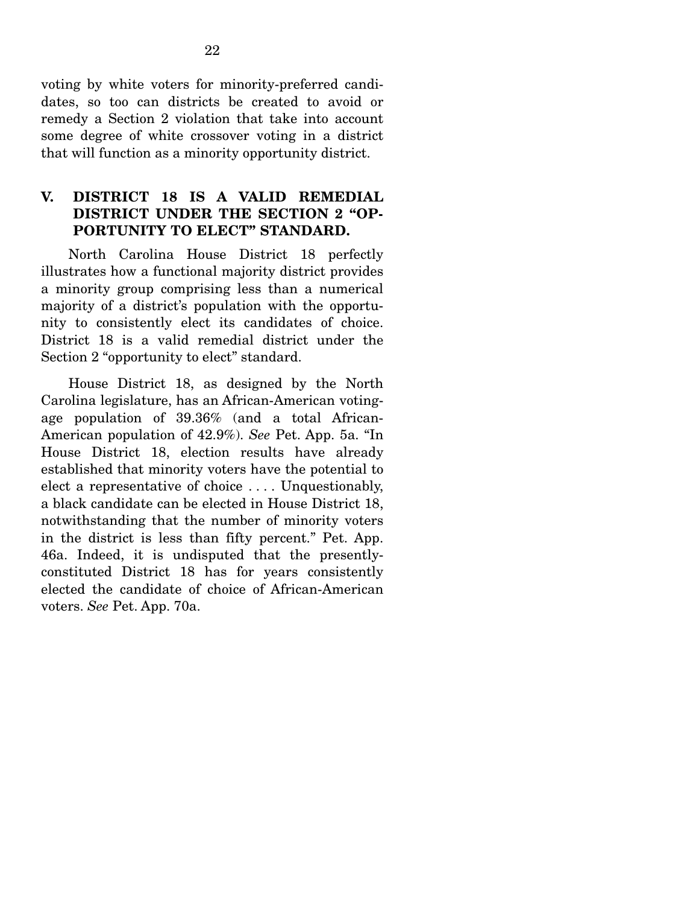voting by white voters for minority-preferred candidates, so too can districts be created to avoid or remedy a Section 2 violation that take into account some degree of white crossover voting in a district that will function as a minority opportunity district.

## V. DISTRICT 18 IS A VALID REMEDIAL DISTRICT UNDER THE SECTION 2 "OPPORTUNITY TO ELECT" STANDARD.

North Carolina House District 18 perfectly illustrates how a functional majority district provides a minority group comprising less than a numerical majority of a district's population with the opportunity to consistently elect its candidates of choice. District 18 is a valid remedial district under the Section 2 "opportunity to elect" standard.

House District 18, as designed by the North Carolina legislature, has an African-American voting-age population of 39.36% (and a total African-American population of 42.9%). *See* Pet. App. 5a. "In House District 18, election results have already established that minority voters have the potential to elect a representative of choice . . . . Unquestionably, a black candidate can be elected in House District 18, notwithstanding that the number of minority voters in the district is less than fifty percent." Pet. App. 46a. Indeed, it is undisputed that the presently-constituted District 18 has for years consistently elected the candidate of choice of African-American voters. *See* Pet. App. 70a.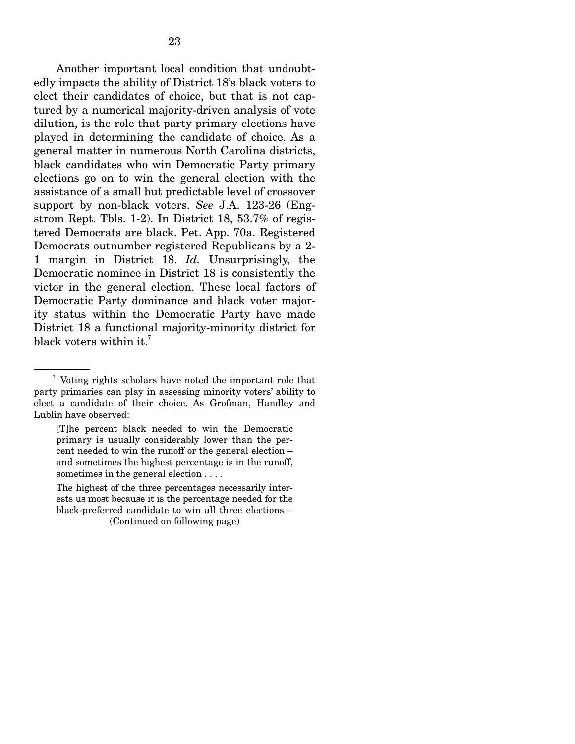Another important local condition that undoubtedly impacts the ability of District 18's black voters to elect their candidates of choice, but that is not captured by a numerical majority-driven analysis of vote dilution, is the role that party primary elections have played in determining the candidate of choice. As a general matter in numerous North Carolina districts, black candidates who win Democratic Party primary elections go on to win the general election with the assistance of a small but predictable level of crossover support by non-black voters. *See* J.A. 123-26 (Engstrom Rept. Tbls. 1-2). In District 18, 53.7% of registered Democrats are black. Pet. App. 70a. Registered Democrats outnumber registered Republicans by a 2-1 margin in District 18. *Id.* Unsurprisingly, the Democratic nominee in District 18 is consistently the victor in the general election. These local factors of Democratic Party dominance and black voter majority status within the Democratic Party have made District 18 a functional majority-minority district for black voters within it.[7]

---

[7] Voting rights scholars have noted the important role that party primaries can play in assessing minority voters' ability to elect a candidate of their choice. As Grofman, Handley and Lublin have observed:

> [T]he percent black needed to win the Democratic primary is usually considerably lower than the percent needed to win the runoff or the general election – and sometimes the highest percentage is in the runoff, sometimes in the general election . . . .
>
> The highest of the three percentages necessarily interests us most because it is the percentage needed for the black-preferred candidate to win all three elections –

(Continued on following page)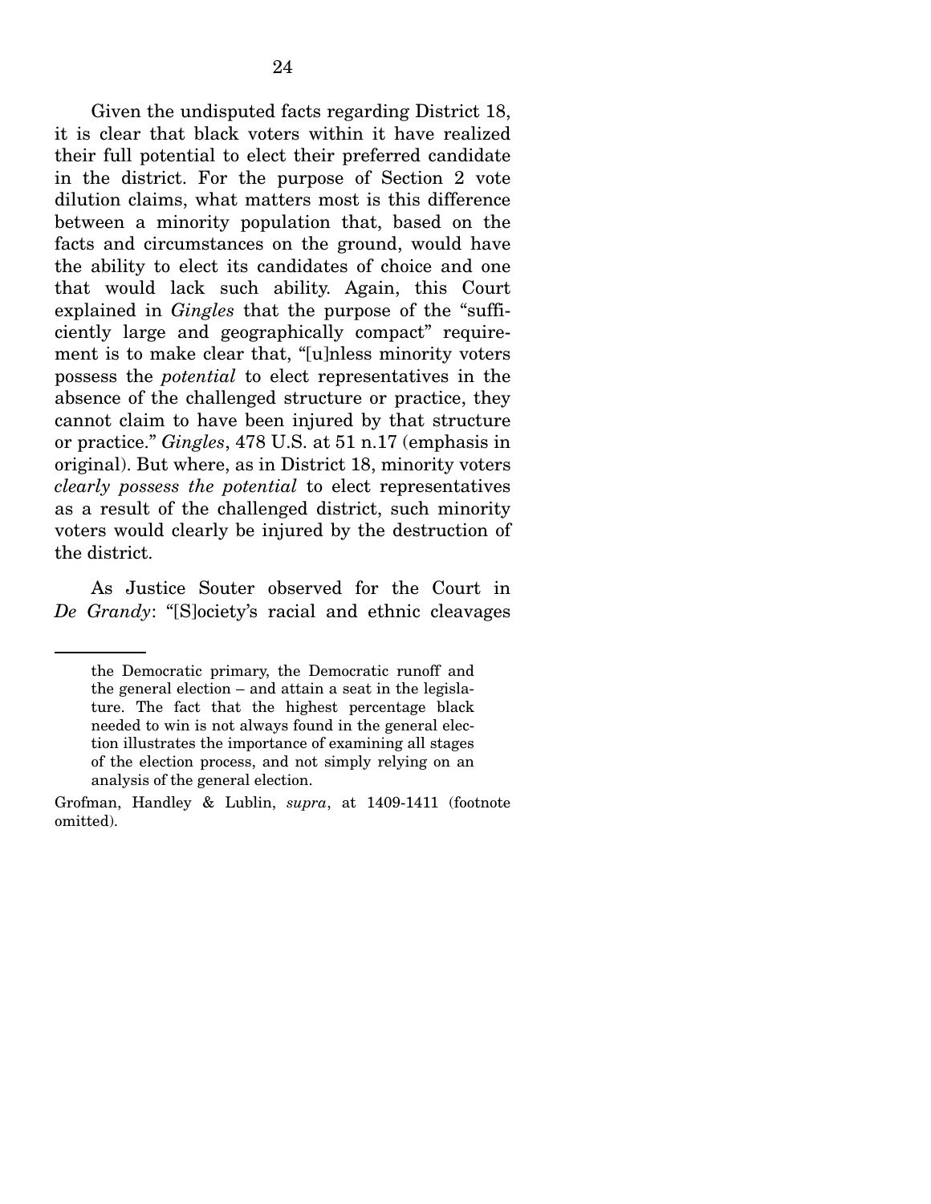Given the undisputed facts regarding District 18, it is clear that black voters within it have realized their full potential to elect their preferred candidate in the district. For the purpose of Section 2 vote dilution claims, what matters most is this difference between a minority population that, based on the facts and circumstances on the ground, would have the ability to elect its candidates of choice and one that would lack such ability. Again, this Court explained in *Gingles* that the purpose of the "sufficiently large and geographically compact" requirement is to make clear that, "[u]nless minority voters possess the *potential* to elect representatives in the absence of the challenged structure or practice, they cannot claim to have been injured by that structure or practice." *Gingles*, 478 U.S. at 51 n.17 (emphasis in original). But where, as in District 18, minority voters *clearly possess the potential* to elect representatives as a result of the challenged district, such minority voters would clearly be injured by the destruction of the district.

As Justice Souter observed for the Court in *De Grandy*: "[S]ociety's racial and ethnic cleavages

---

the Democratic primary, the Democratic runoff and the general election – and attain a seat in the legislature. The fact that the highest percentage black needed to win is not always found in the general election illustrates the importance of examining all stages of the election process, and not simply relying on an analysis of the general election.

Grofman, Handley & Lublin, *supra*, at 1409-1411 (footnote omitted).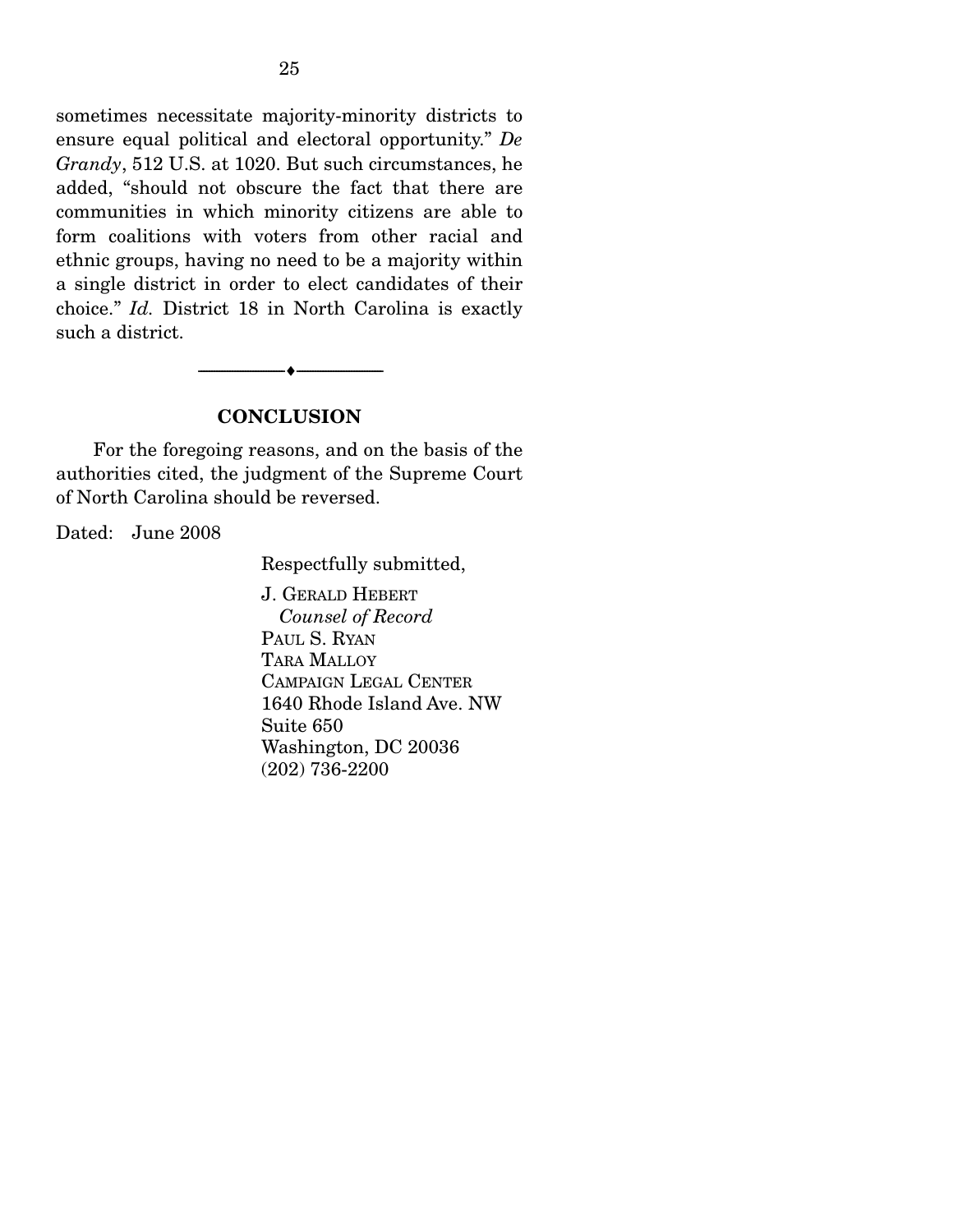sometimes necessitate majority-minority districts to ensure equal political and electoral opportunity." *De Grandy*, 512 U.S. at 1020. But such circumstances, he added, "should not obscure the fact that there are communities in which minority citizens are able to form coalitions with voters from other racial and ethnic groups, having no need to be a majority within a single district in order to elect candidates of their choice." *Id.* District 18 in North Carolina is exactly such a district.

---

## CONCLUSION

For the foregoing reasons, and on the basis of the authorities cited, the judgment of the Supreme Court of North Carolina should be reversed.

Dated: June 2008

Respectfully submitted,

J. GERALD HEBERT
*Counsel of Record*
PAUL S. RYAN
TARA MALLOY
CAMPAIGN LEGAL CENTER
1640 Rhode Island Ave. NW
Suite 650
Washington, DC 20036
(202) 736-2200